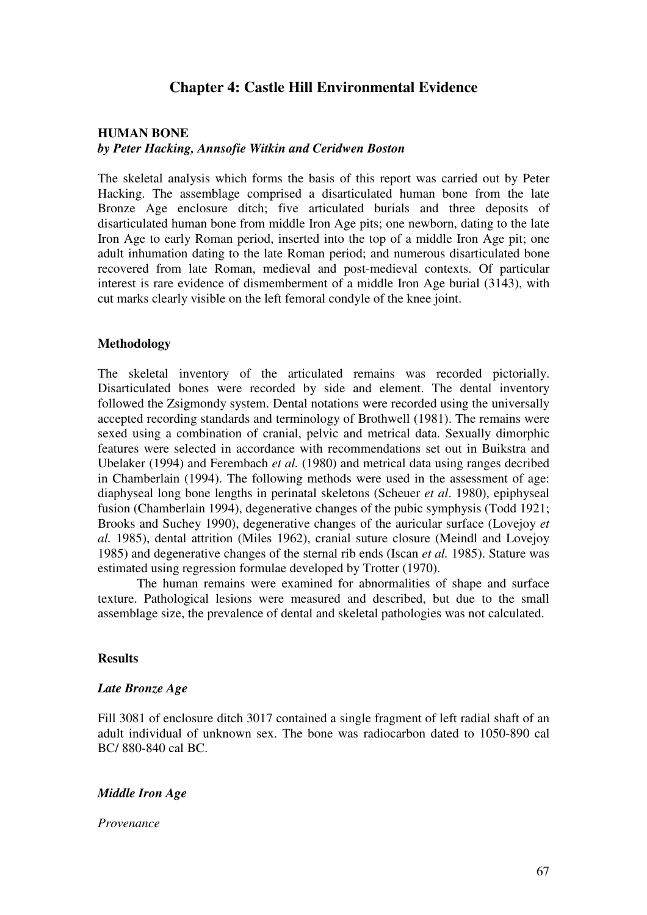# Chapter 4: Castle Hill Environmental Evidence

## HUMAN BONE

***by Peter Hacking, Annsofie Witkin and Ceridwen Boston***

The skeletal analysis which forms the basis of this report was carried out by Peter Hacking. The assemblage comprised a disarticulated human bone from the late Bronze Age enclosure ditch; five articulated burials and three deposits of disarticulated human bone from middle Iron Age pits; one newborn, dating to the late Iron Age to early Roman period, inserted into the top of a middle Iron Age pit; one adult inhumation dating to the late Roman period; and numerous disarticulated bone recovered from late Roman, medieval and post-medieval contexts. Of particular interest is rare evidence of dismemberment of a middle Iron Age burial (3143), with cut marks clearly visible on the left femoral condyle of the knee joint.

### Methodology

The skeletal inventory of the articulated remains was recorded pictorially. Disarticulated bones were recorded by side and element. The dental inventory followed the Zsigmondy system. Dental notations were recorded using the universally accepted recording standards and terminology of Brothwell (1981). The remains were sexed using a combination of cranial, pelvic and metrical data. Sexually dimorphic features were selected in accordance with recommendations set out in Buikstra and Ubelaker (1994) and Ferembach *et al.* (1980) and metrical data using ranges decribed in Chamberlain (1994). The following methods were used in the assessment of age: diaphyseal long bone lengths in perinatal skeletons (Scheuer *et al*. 1980), epiphyseal fusion (Chamberlain 1994), degenerative changes of the pubic symphysis (Todd 1921; Brooks and Suchey 1990), degenerative changes of the auricular surface (Lovejoy *et al.* 1985), dental attrition (Miles 1962), cranial suture closure (Meindl and Lovejoy 1985) and degenerative changes of the sternal rib ends (Iscan *et al.* 1985). Stature was estimated using regression formulae developed by Trotter (1970).

The human remains were examined for abnormalities of shape and surface texture. Pathological lesions were measured and described, but due to the small assemblage size, the prevalence of dental and skeletal pathologies was not calculated.

### Results

#### *Late Bronze Age*

Fill 3081 of enclosure ditch 3017 contained a single fragment of left radial shaft of an adult individual of unknown sex. The bone was radiocarbon dated to 1050-890 cal BC/ 880-840 cal BC.

#### *Middle Iron Age*

*Provenance*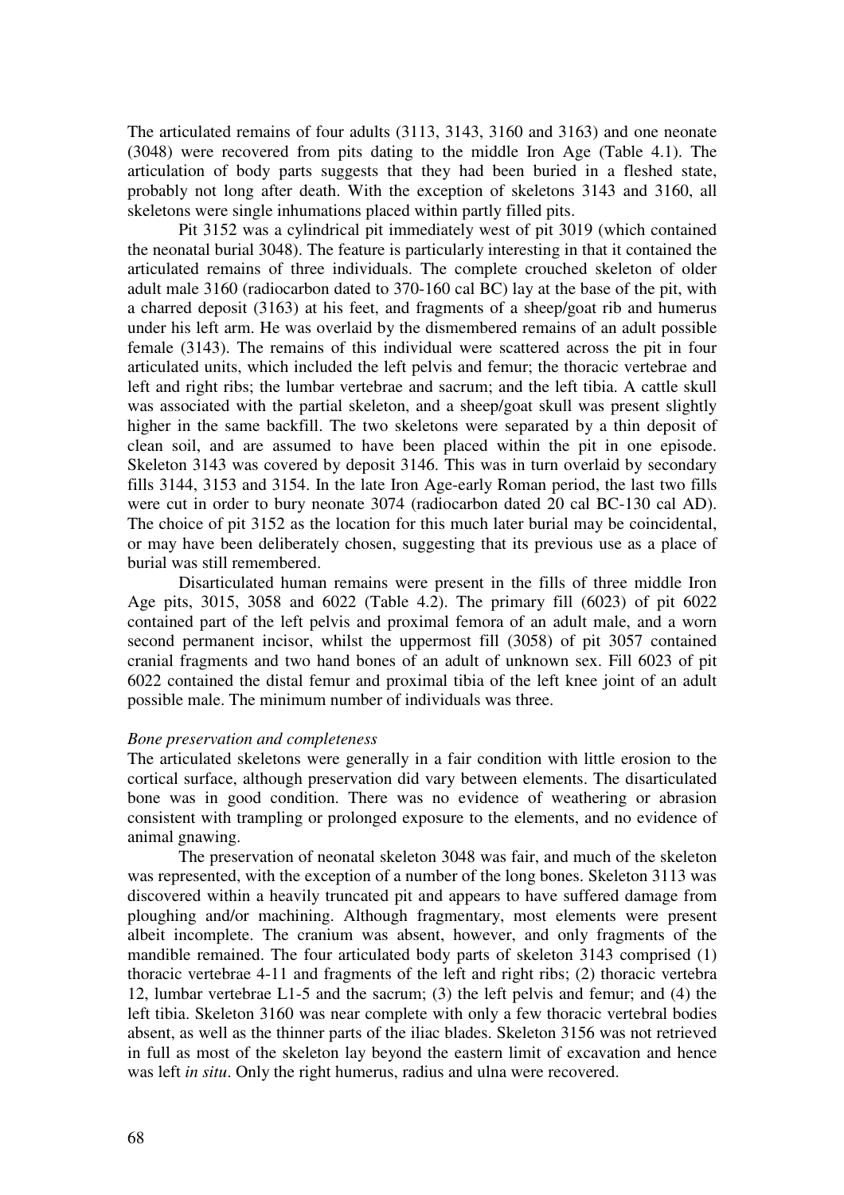The articulated remains of four adults (3113, 3143, 3160 and 3163) and one neonate (3048) were recovered from pits dating to the middle Iron Age (Table 4.1). The articulation of body parts suggests that they had been buried in a fleshed state, probably not long after death. With the exception of skeletons 3143 and 3160, all skeletons were single inhumations placed within partly filled pits.

Pit 3152 was a cylindrical pit immediately west of pit 3019 (which contained the neonatal burial 3048). The feature is particularly interesting in that it contained the articulated remains of three individuals. The complete crouched skeleton of older adult male 3160 (radiocarbon dated to 370-160 cal BC) lay at the base of the pit, with a charred deposit (3163) at his feet, and fragments of a sheep/goat rib and humerus under his left arm. He was overlaid by the dismembered remains of an adult possible female (3143). The remains of this individual were scattered across the pit in four articulated units, which included the left pelvis and femur; the thoracic vertebrae and left and right ribs; the lumbar vertebrae and sacrum; and the left tibia. A cattle skull was associated with the partial skeleton, and a sheep/goat skull was present slightly higher in the same backfill. The two skeletons were separated by a thin deposit of clean soil, and are assumed to have been placed within the pit in one episode. Skeleton 3143 was covered by deposit 3146. This was in turn overlaid by secondary fills 3144, 3153 and 3154. In the late Iron Age-early Roman period, the last two fills were cut in order to bury neonate 3074 (radiocarbon dated 20 cal BC-130 cal AD). The choice of pit 3152 as the location for this much later burial may be coincidental, or may have been deliberately chosen, suggesting that its previous use as a place of burial was still remembered.

Disarticulated human remains were present in the fills of three middle Iron Age pits, 3015, 3058 and 6022 (Table 4.2). The primary fill (6023) of pit 6022 contained part of the left pelvis and proximal femora of an adult male, and a worn second permanent incisor, whilst the uppermost fill (3058) of pit 3057 contained cranial fragments and two hand bones of an adult of unknown sex. Fill 6023 of pit 6022 contained the distal femur and proximal tibia of the left knee joint of an adult possible male. The minimum number of individuals was three.

*Bone preservation and completeness*

The articulated skeletons were generally in a fair condition with little erosion to the cortical surface, although preservation did vary between elements. The disarticulated bone was in good condition. There was no evidence of weathering or abrasion consistent with trampling or prolonged exposure to the elements, and no evidence of animal gnawing.

The preservation of neonatal skeleton 3048 was fair, and much of the skeleton was represented, with the exception of a number of the long bones. Skeleton 3113 was discovered within a heavily truncated pit and appears to have suffered damage from ploughing and/or machining. Although fragmentary, most elements were present albeit incomplete. The cranium was absent, however, and only fragments of the mandible remained. The four articulated body parts of skeleton 3143 comprised (1) thoracic vertebrae 4-11 and fragments of the left and right ribs; (2) thoracic vertebra 12, lumbar vertebrae L1-5 and the sacrum; (3) the left pelvis and femur; and (4) the left tibia. Skeleton 3160 was near complete with only a few thoracic vertebral bodies absent, as well as the thinner parts of the iliac blades. Skeleton 3156 was not retrieved in full as most of the skeleton lay beyond the eastern limit of excavation and hence was left *in situ*. Only the right humerus, radius and ulna were recovered.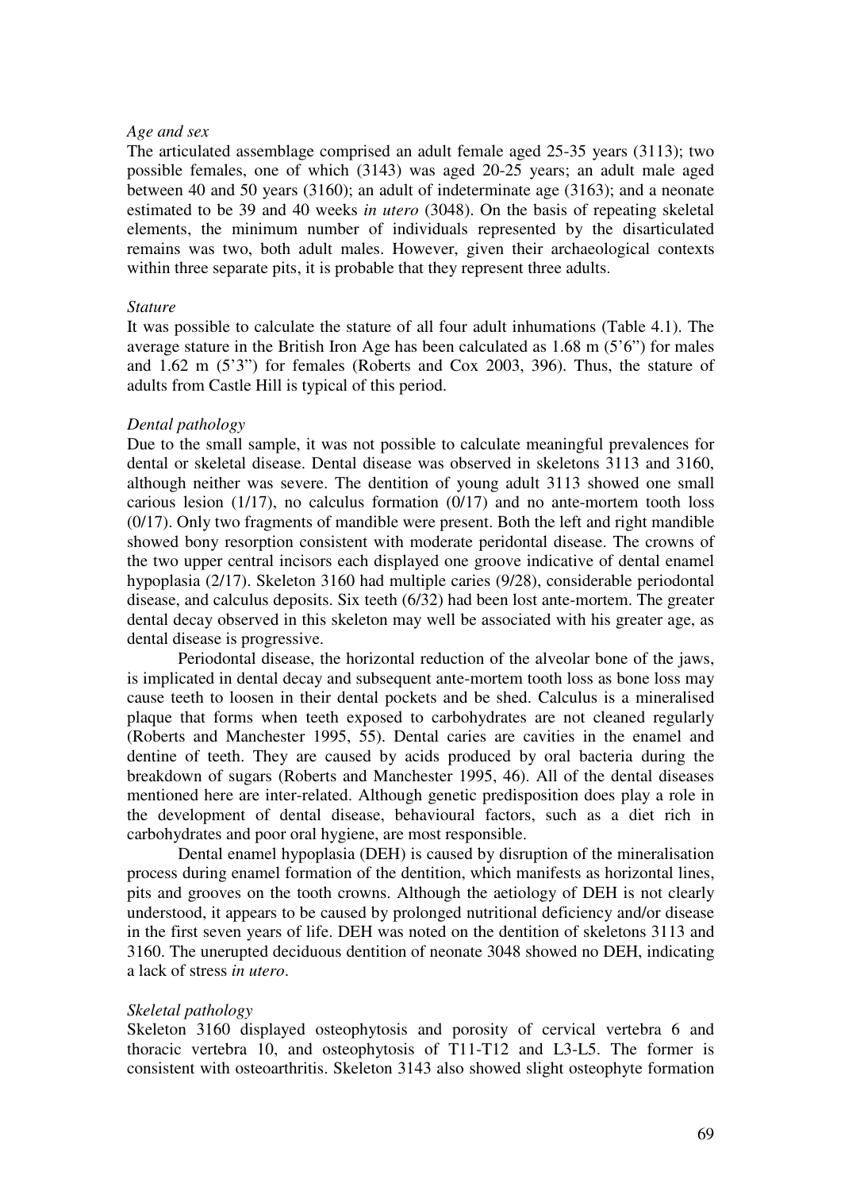*Age and sex*

The articulated assemblage comprised an adult female aged 25-35 years (3113); two possible females, one of which (3143) was aged 20-25 years; an adult male aged between 40 and 50 years (3160); an adult of indeterminate age (3163); and a neonate estimated to be 39 and 40 weeks *in utero* (3048). On the basis of repeating skeletal elements, the minimum number of individuals represented by the disarticulated remains was two, both adult males. However, given their archaeological contexts within three separate pits, it is probable that they represent three adults.

*Stature*

It was possible to calculate the stature of all four adult inhumations (Table 4.1). The average stature in the British Iron Age has been calculated as 1.68 m (5'6") for males and 1.62 m (5'3") for females (Roberts and Cox 2003, 396). Thus, the stature of adults from Castle Hill is typical of this period.

*Dental pathology*

Due to the small sample, it was not possible to calculate meaningful prevalences for dental or skeletal disease. Dental disease was observed in skeletons 3113 and 3160, although neither was severe. The dentition of young adult 3113 showed one small carious lesion (1/17), no calculus formation (0/17) and no ante-mortem tooth loss (0/17). Only two fragments of mandible were present. Both the left and right mandible showed bony resorption consistent with moderate peridontal disease. The crowns of the two upper central incisors each displayed one groove indicative of dental enamel hypoplasia (2/17). Skeleton 3160 had multiple caries (9/28), considerable periodontal disease, and calculus deposits. Six teeth (6/32) had been lost ante-mortem. The greater dental decay observed in this skeleton may well be associated with his greater age, as dental disease is progressive.

Periodontal disease, the horizontal reduction of the alveolar bone of the jaws, is implicated in dental decay and subsequent ante-mortem tooth loss as bone loss may cause teeth to loosen in their dental pockets and be shed. Calculus is a mineralised plaque that forms when teeth exposed to carbohydrates are not cleaned regularly (Roberts and Manchester 1995, 55). Dental caries are cavities in the enamel and dentine of teeth. They are caused by acids produced by oral bacteria during the breakdown of sugars (Roberts and Manchester 1995, 46). All of the dental diseases mentioned here are inter-related. Although genetic predisposition does play a role in the development of dental disease, behavioural factors, such as a diet rich in carbohydrates and poor oral hygiene, are most responsible.

Dental enamel hypoplasia (DEH) is caused by disruption of the mineralisation process during enamel formation of the dentition, which manifests as horizontal lines, pits and grooves on the tooth crowns. Although the aetiology of DEH is not clearly understood, it appears to be caused by prolonged nutritional deficiency and/or disease in the first seven years of life. DEH was noted on the dentition of skeletons 3113 and 3160. The unerupted deciduous dentition of neonate 3048 showed no DEH, indicating a lack of stress *in utero*.

*Skeletal pathology*

Skeleton 3160 displayed osteophytosis and porosity of cervical vertebra 6 and thoracic vertebra 10, and osteophytosis of T11-T12 and L3-L5. The former is consistent with osteoarthritis. Skeleton 3143 also showed slight osteophyte formation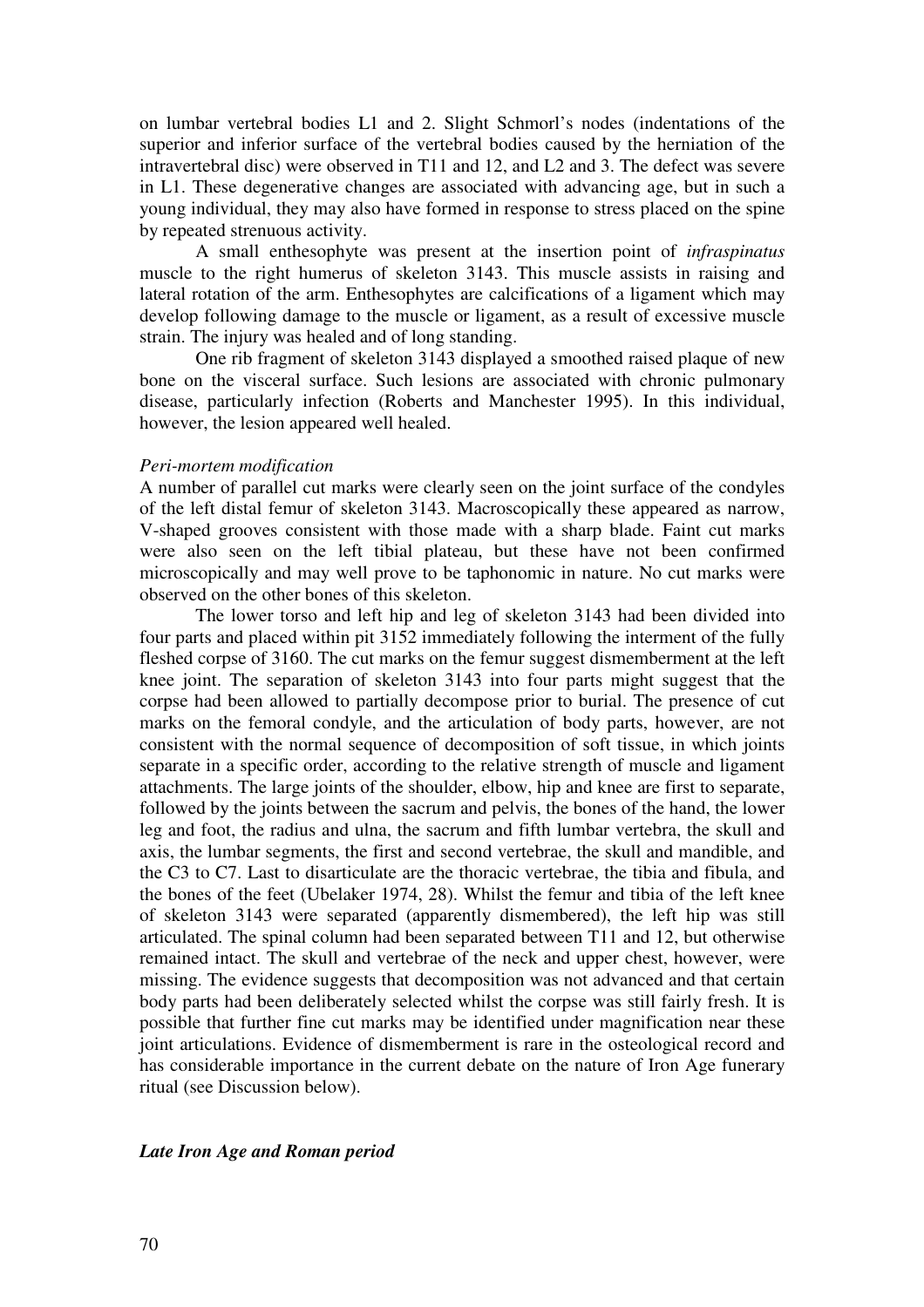on lumbar vertebral bodies L1 and 2. Slight Schmorl's nodes (indentations of the superior and inferior surface of the vertebral bodies caused by the herniation of the intravertebral disc) were observed in T11 and 12, and L2 and 3. The defect was severe in L1. These degenerative changes are associated with advancing age, but in such a young individual, they may also have formed in response to stress placed on the spine by repeated strenuous activity.

A small enthesophyte was present at the insertion point of *infraspinatus* muscle to the right humerus of skeleton 3143. This muscle assists in raising and lateral rotation of the arm. Enthesophytes are calcifications of a ligament which may develop following damage to the muscle or ligament, as a result of excessive muscle strain. The injury was healed and of long standing.

One rib fragment of skeleton 3143 displayed a smoothed raised plaque of new bone on the visceral surface. Such lesions are associated with chronic pulmonary disease, particularly infection (Roberts and Manchester 1995). In this individual, however, the lesion appeared well healed.

*Peri-mortem modification*

A number of parallel cut marks were clearly seen on the joint surface of the condyles of the left distal femur of skeleton 3143. Macroscopically these appeared as narrow, V-shaped grooves consistent with those made with a sharp blade. Faint cut marks were also seen on the left tibial plateau, but these have not been confirmed microscopically and may well prove to be taphonomic in nature. No cut marks were observed on the other bones of this skeleton.

The lower torso and left hip and leg of skeleton 3143 had been divided into four parts and placed within pit 3152 immediately following the interment of the fully fleshed corpse of 3160. The cut marks on the femur suggest dismemberment at the left knee joint. The separation of skeleton 3143 into four parts might suggest that the corpse had been allowed to partially decompose prior to burial. The presence of cut marks on the femoral condyle, and the articulation of body parts, however, are not consistent with the normal sequence of decomposition of soft tissue, in which joints separate in a specific order, according to the relative strength of muscle and ligament attachments. The large joints of the shoulder, elbow, hip and knee are first to separate, followed by the joints between the sacrum and pelvis, the bones of the hand, the lower leg and foot, the radius and ulna, the sacrum and fifth lumbar vertebra, the skull and axis, the lumbar segments, the first and second vertebrae, the skull and mandible, and the C3 to C7. Last to disarticulate are the thoracic vertebrae, the tibia and fibula, and the bones of the feet (Ubelaker 1974, 28). Whilst the femur and tibia of the left knee of skeleton 3143 were separated (apparently dismembered), the left hip was still articulated. The spinal column had been separated between T11 and 12, but otherwise remained intact. The skull and vertebrae of the neck and upper chest, however, were missing. The evidence suggests that decomposition was not advanced and that certain body parts had been deliberately selected whilst the corpse was still fairly fresh. It is possible that further fine cut marks may be identified under magnification near these joint articulations. Evidence of dismemberment is rare in the osteological record and has considerable importance in the current debate on the nature of Iron Age funerary ritual (see Discussion below).

***Late Iron Age and Roman period***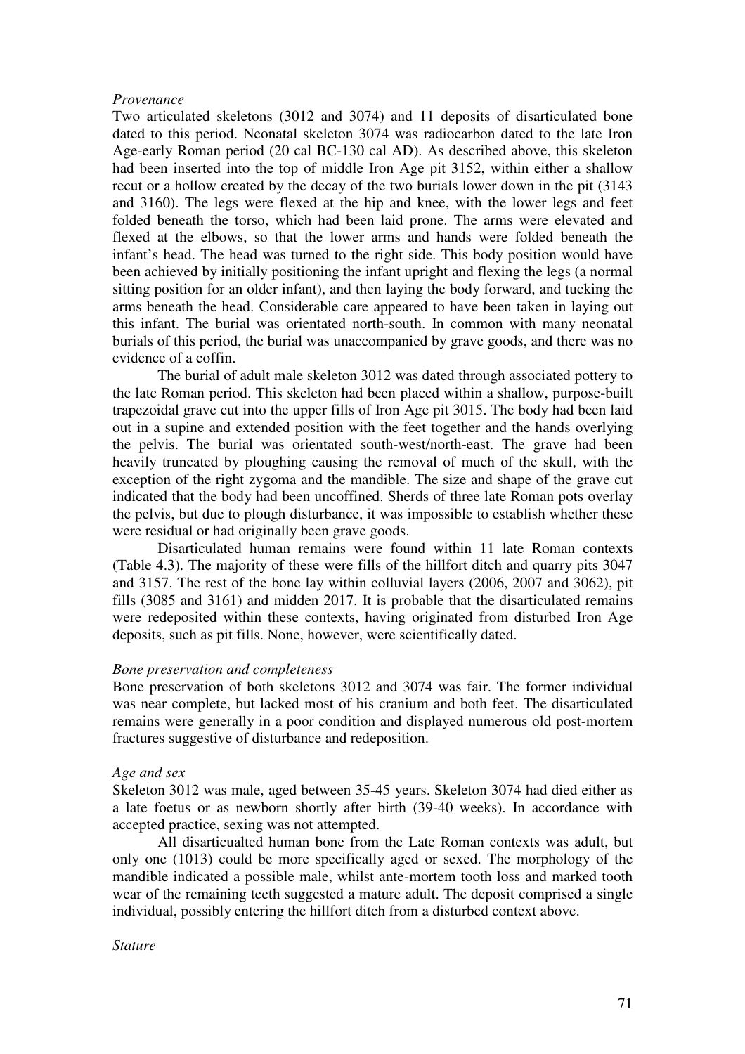*Provenance*

Two articulated skeletons (3012 and 3074) and 11 deposits of disarticulated bone dated to this period. Neonatal skeleton 3074 was radiocarbon dated to the late Iron Age-early Roman period (20 cal BC-130 cal AD). As described above, this skeleton had been inserted into the top of middle Iron Age pit 3152, within either a shallow recut or a hollow created by the decay of the two burials lower down in the pit (3143 and 3160). The legs were flexed at the hip and knee, with the lower legs and feet folded beneath the torso, which had been laid prone. The arms were elevated and flexed at the elbows, so that the lower arms and hands were folded beneath the infant's head. The head was turned to the right side. This body position would have been achieved by initially positioning the infant upright and flexing the legs (a normal sitting position for an older infant), and then laying the body forward, and tucking the arms beneath the head. Considerable care appeared to have been taken in laying out this infant. The burial was orientated north-south. In common with many neonatal burials of this period, the burial was unaccompanied by grave goods, and there was no evidence of a coffin.

The burial of adult male skeleton 3012 was dated through associated pottery to the late Roman period. This skeleton had been placed within a shallow, purpose-built trapezoidal grave cut into the upper fills of Iron Age pit 3015. The body had been laid out in a supine and extended position with the feet together and the hands overlying the pelvis. The burial was orientated south-west/north-east. The grave had been heavily truncated by ploughing causing the removal of much of the skull, with the exception of the right zygoma and the mandible. The size and shape of the grave cut indicated that the body had been uncoffined. Sherds of three late Roman pots overlay the pelvis, but due to plough disturbance, it was impossible to establish whether these were residual or had originally been grave goods.

Disarticulated human remains were found within 11 late Roman contexts (Table 4.3). The majority of these were fills of the hillfort ditch and quarry pits 3047 and 3157. The rest of the bone lay within colluvial layers (2006, 2007 and 3062), pit fills (3085 and 3161) and midden 2017. It is probable that the disarticulated remains were redeposited within these contexts, having originated from disturbed Iron Age deposits, such as pit fills. None, however, were scientifically dated.

*Bone preservation and completeness*

Bone preservation of both skeletons 3012 and 3074 was fair. The former individual was near complete, but lacked most of his cranium and both feet. The disarticulated remains were generally in a poor condition and displayed numerous old post-mortem fractures suggestive of disturbance and redeposition.

*Age and sex*

Skeleton 3012 was male, aged between 35-45 years. Skeleton 3074 had died either as a late foetus or as newborn shortly after birth (39-40 weeks). In accordance with accepted practice, sexing was not attempted.

All disarticualted human bone from the Late Roman contexts was adult, but only one (1013) could be more specifically aged or sexed. The morphology of the mandible indicated a possible male, whilst ante-mortem tooth loss and marked tooth wear of the remaining teeth suggested a mature adult. The deposit comprised a single individual, possibly entering the hillfort ditch from a disturbed context above.

*Stature*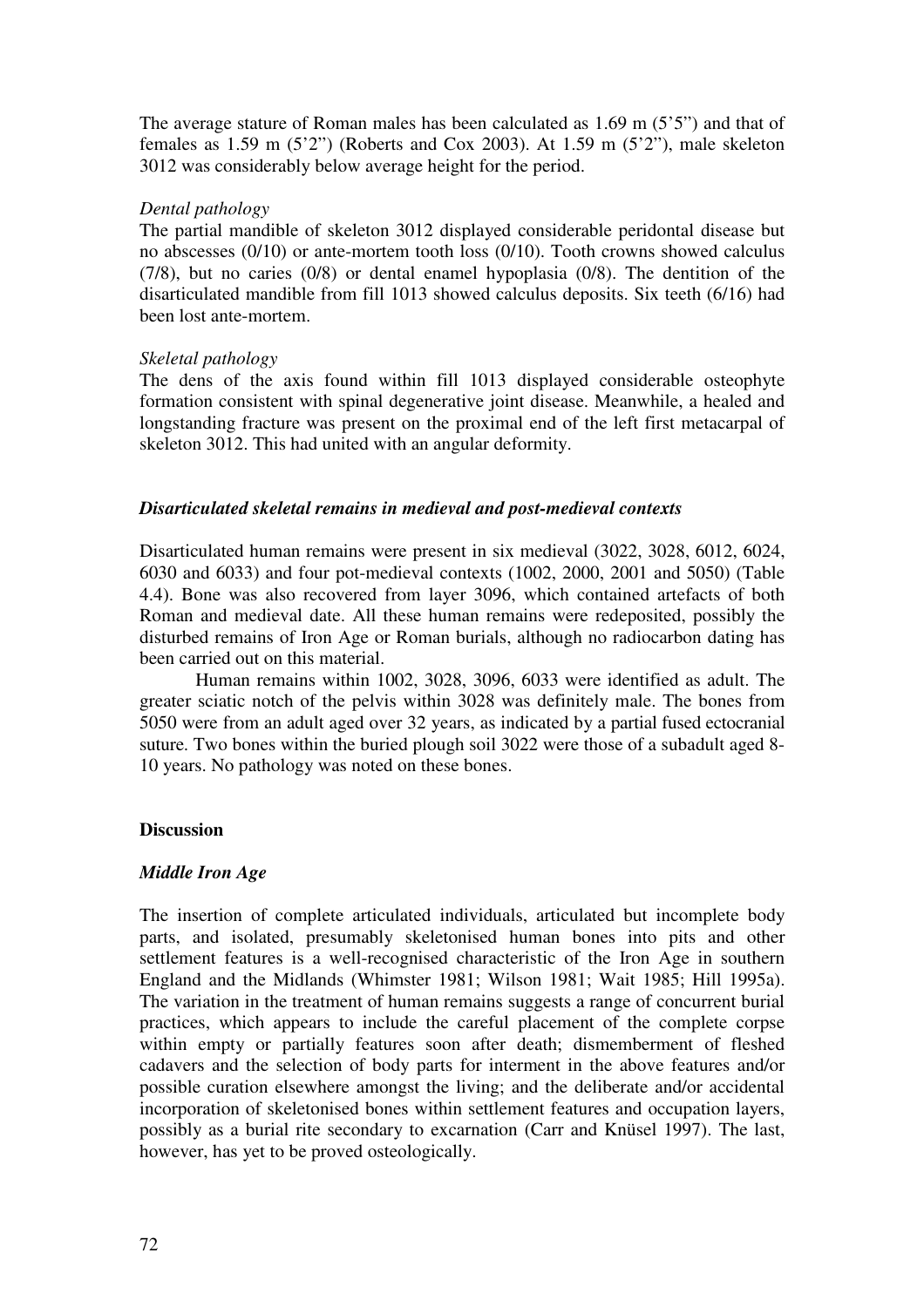The average stature of Roman males has been calculated as 1.69 m (5'5") and that of females as 1.59 m (5'2") (Roberts and Cox 2003). At 1.59 m (5'2"), male skeleton 3012 was considerably below average height for the period.

*Dental pathology*

The partial mandible of skeleton 3012 displayed considerable peridontal disease but no abscesses (0/10) or ante-mortem tooth loss (0/10). Tooth crowns showed calculus (7/8), but no caries (0/8) or dental enamel hypoplasia (0/8). The dentition of the disarticulated mandible from fill 1013 showed calculus deposits. Six teeth (6/16) had been lost ante-mortem.

*Skeletal pathology*

The dens of the axis found within fill 1013 displayed considerable osteophyte formation consistent with spinal degenerative joint disease. Meanwhile, a healed and longstanding fracture was present on the proximal end of the left first metacarpal of skeleton 3012. This had united with an angular deformity.

### *Disarticulated skeletal remains in medieval and post-medieval contexts*

Disarticulated human remains were present in six medieval (3022, 3028, 6012, 6024, 6030 and 6033) and four pot-medieval contexts (1002, 2000, 2001 and 5050) (Table 4.4). Bone was also recovered from layer 3096, which contained artefacts of both Roman and medieval date. All these human remains were redeposited, possibly the disturbed remains of Iron Age or Roman burials, although no radiocarbon dating has been carried out on this material.

Human remains within 1002, 3028, 3096, 6033 were identified as adult. The greater sciatic notch of the pelvis within 3028 was definitely male. The bones from 5050 were from an adult aged over 32 years, as indicated by a partial fused ectocranial suture. Two bones within the buried plough soil 3022 were those of a subadult aged 8-10 years. No pathology was noted on these bones.

## Discussion

### *Middle Iron Age*

The insertion of complete articulated individuals, articulated but incomplete body parts, and isolated, presumably skeletonised human bones into pits and other settlement features is a well-recognised characteristic of the Iron Age in southern England and the Midlands (Whimster 1981; Wilson 1981; Wait 1985; Hill 1995a). The variation in the treatment of human remains suggests a range of concurrent burial practices, which appears to include the careful placement of the complete corpse within empty or partially features soon after death; dismemberment of fleshed cadavers and the selection of body parts for interment in the above features and/or possible curation elsewhere amongst the living; and the deliberate and/or accidental incorporation of skeletonised bones within settlement features and occupation layers, possibly as a burial rite secondary to excarnation (Carr and Knüsel 1997). The last, however, has yet to be proved osteologically.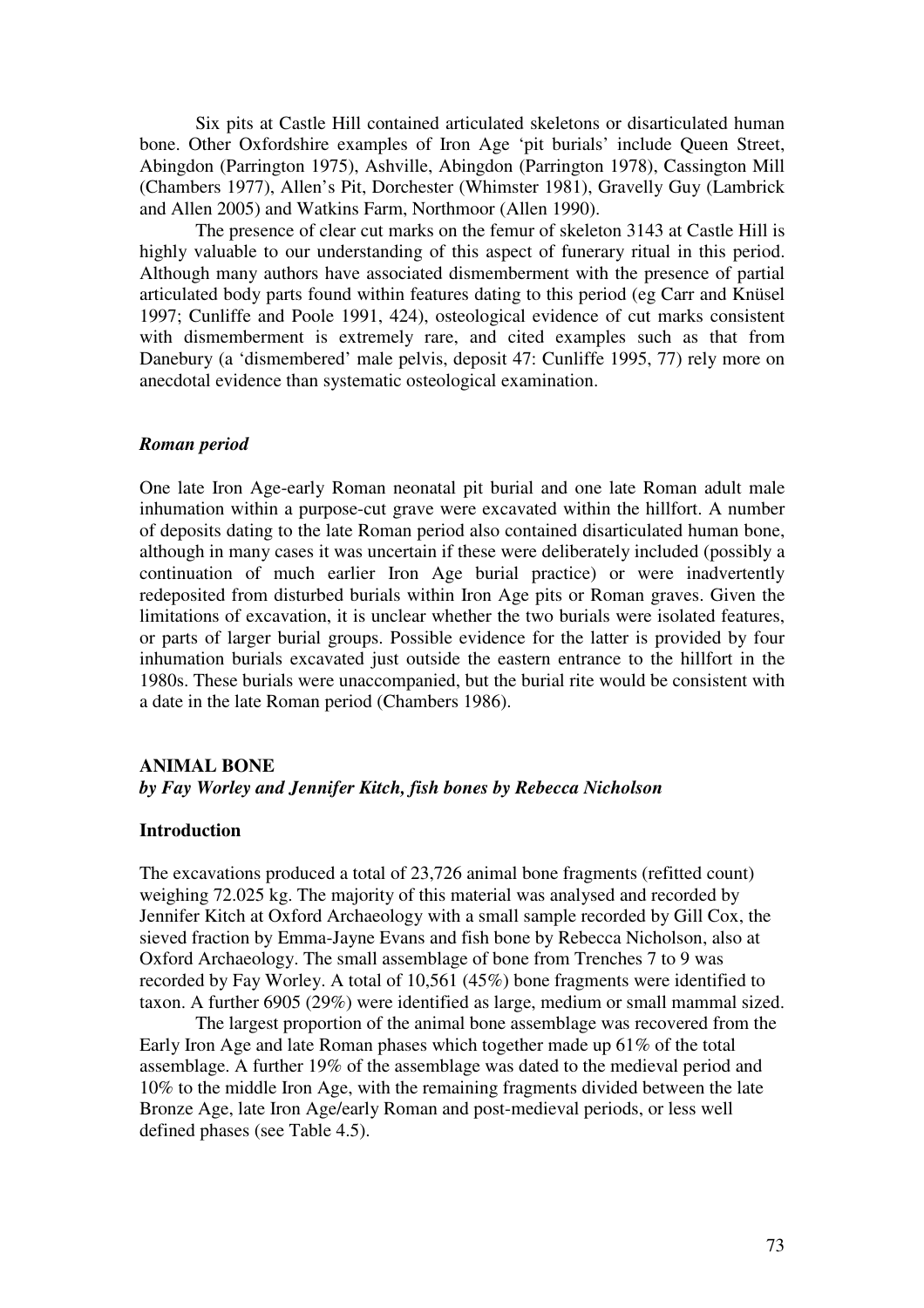Six pits at Castle Hill contained articulated skeletons or disarticulated human bone. Other Oxfordshire examples of Iron Age 'pit burials' include Queen Street, Abingdon (Parrington 1975), Ashville, Abingdon (Parrington 1978), Cassington Mill (Chambers 1977), Allen's Pit, Dorchester (Whimster 1981), Gravelly Guy (Lambrick and Allen 2005) and Watkins Farm, Northmoor (Allen 1990).

The presence of clear cut marks on the femur of skeleton 3143 at Castle Hill is highly valuable to our understanding of this aspect of funerary ritual in this period. Although many authors have associated dismemberment with the presence of partial articulated body parts found within features dating to this period (eg Carr and Knüsel 1997; Cunliffe and Poole 1991, 424), osteological evidence of cut marks consistent with dismemberment is extremely rare, and cited examples such as that from Danebury (a 'dismembered' male pelvis, deposit 47: Cunliffe 1995, 77) rely more on anecdotal evidence than systematic osteological examination.

### *Roman period*

One late Iron Age-early Roman neonatal pit burial and one late Roman adult male inhumation within a purpose-cut grave were excavated within the hillfort. A number of deposits dating to the late Roman period also contained disarticulated human bone, although in many cases it was uncertain if these were deliberately included (possibly a continuation of much earlier Iron Age burial practice) or were inadvertently redeposited from disturbed burials within Iron Age pits or Roman graves. Given the limitations of excavation, it is unclear whether the two burials were isolated features, or parts of larger burial groups. Possible evidence for the latter is provided by four inhumation burials excavated just outside the eastern entrance to the hillfort in the 1980s. These burials were unaccompanied, but the burial rite would be consistent with a date in the late Roman period (Chambers 1986).

## ANIMAL BONE

***by Fay Worley and Jennifer Kitch, fish bones by Rebecca Nicholson***

### Introduction

The excavations produced a total of 23,726 animal bone fragments (refitted count) weighing 72.025 kg. The majority of this material was analysed and recorded by Jennifer Kitch at Oxford Archaeology with a small sample recorded by Gill Cox, the sieved fraction by Emma-Jayne Evans and fish bone by Rebecca Nicholson, also at Oxford Archaeology. The small assemblage of bone from Trenches 7 to 9 was recorded by Fay Worley. A total of 10,561 (45%) bone fragments were identified to taxon. A further 6905 (29%) were identified as large, medium or small mammal sized.

The largest proportion of the animal bone assemblage was recovered from the Early Iron Age and late Roman phases which together made up 61% of the total assemblage. A further 19% of the assemblage was dated to the medieval period and 10% to the middle Iron Age, with the remaining fragments divided between the late Bronze Age, late Iron Age/early Roman and post-medieval periods, or less well defined phases (see Table 4.5).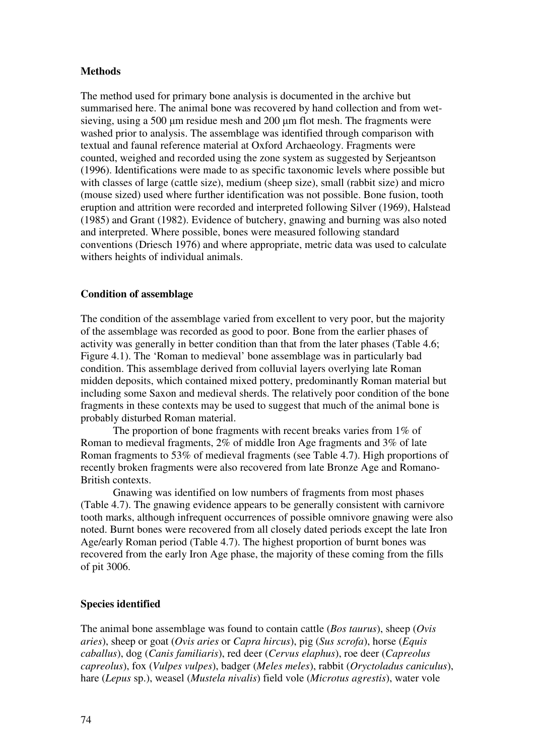## Methods

The method used for primary bone analysis is documented in the archive but summarised here. The animal bone was recovered by hand collection and from wet-sieving, using a 500 µm residue mesh and 200 µm flot mesh. The fragments were washed prior to analysis. The assemblage was identified through comparison with textual and faunal reference material at Oxford Archaeology. Fragments were counted, weighed and recorded using the zone system as suggested by Serjeantson (1996). Identifications were made to as specific taxonomic levels where possible but with classes of large (cattle size), medium (sheep size), small (rabbit size) and micro (mouse sized) used where further identification was not possible. Bone fusion, tooth eruption and attrition were recorded and interpreted following Silver (1969), Halstead (1985) and Grant (1982). Evidence of butchery, gnawing and burning was also noted and interpreted. Where possible, bones were measured following standard conventions (Driesch 1976) and where appropriate, metric data was used to calculate withers heights of individual animals.

## Condition of assemblage

The condition of the assemblage varied from excellent to very poor, but the majority of the assemblage was recorded as good to poor. Bone from the earlier phases of activity was generally in better condition than that from the later phases (Table 4.6; Figure 4.1). The 'Roman to medieval' bone assemblage was in particularly bad condition. This assemblage derived from colluvial layers overlying late Roman midden deposits, which contained mixed pottery, predominantly Roman material but including some Saxon and medieval sherds. The relatively poor condition of the bone fragments in these contexts may be used to suggest that much of the animal bone is probably disturbed Roman material.

The proportion of bone fragments with recent breaks varies from 1% of Roman to medieval fragments, 2% of middle Iron Age fragments and 3% of late Roman fragments to 53% of medieval fragments (see Table 4.7). High proportions of recently broken fragments were also recovered from late Bronze Age and Romano-British contexts.

Gnawing was identified on low numbers of fragments from most phases (Table 4.7). The gnawing evidence appears to be generally consistent with carnivore tooth marks, although infrequent occurrences of possible omnivore gnawing were also noted. Burnt bones were recovered from all closely dated periods except the late Iron Age/early Roman period (Table 4.7). The highest proportion of burnt bones was recovered from the early Iron Age phase, the majority of these coming from the fills of pit 3006.

## Species identified

The animal bone assemblage was found to contain cattle (*Bos taurus*), sheep (*Ovis aries*), sheep or goat (*Ovis aries* or *Capra hircus*), pig (*Sus scrofa*), horse (*Equis caballus*), dog (*Canis familiaris*), red deer (*Cervus elaphus*), roe deer (*Capreolus capreolus*), fox (*Vulpes vulpes*), badger (*Meles meles*), rabbit (*Oryctoladus caniculus*), hare (*Lepus* sp.), weasel (*Mustela nivalis*) field vole (*Microtus agrestis*), water vole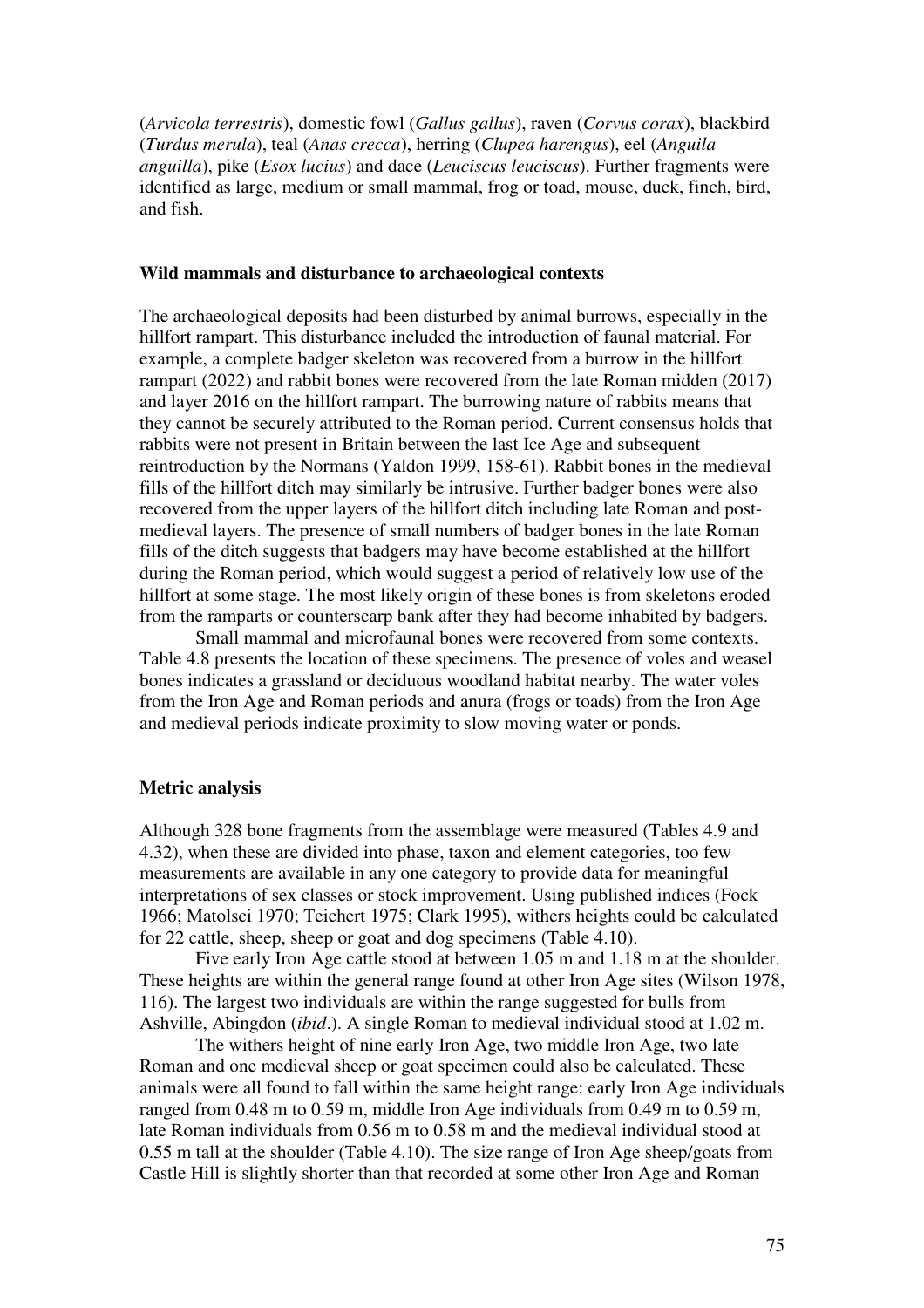(*Arvicola terrestris*), domestic fowl (*Gallus gallus*), raven (*Corvus corax*), blackbird (*Turdus merula*), teal (*Anas crecca*), herring (*Clupea harengus*), eel (*Anguila anguilla*), pike (*Esox lucius*) and dace (*Leuciscus leuciscus*). Further fragments were identified as large, medium or small mammal, frog or toad, mouse, duck, finch, bird, and fish.

### Wild mammals and disturbance to archaeological contexts

The archaeological deposits had been disturbed by animal burrows, especially in the hillfort rampart. This disturbance included the introduction of faunal material. For example, a complete badger skeleton was recovered from a burrow in the hillfort rampart (2022) and rabbit bones were recovered from the late Roman midden (2017) and layer 2016 on the hillfort rampart. The burrowing nature of rabbits means that they cannot be securely attributed to the Roman period. Current consensus holds that rabbits were not present in Britain between the last Ice Age and subsequent reintroduction by the Normans (Yaldon 1999, 158-61). Rabbit bones in the medieval fills of the hillfort ditch may similarly be intrusive. Further badger bones were also recovered from the upper layers of the hillfort ditch including late Roman and post-medieval layers. The presence of small numbers of badger bones in the late Roman fills of the ditch suggests that badgers may have become established at the hillfort during the Roman period, which would suggest a period of relatively low use of the hillfort at some stage. The most likely origin of these bones is from skeletons eroded from the ramparts or counterscarp bank after they had become inhabited by badgers.

Small mammal and microfaunal bones were recovered from some contexts. Table 4.8 presents the location of these specimens. The presence of voles and weasel bones indicates a grassland or deciduous woodland habitat nearby. The water voles from the Iron Age and Roman periods and anura (frogs or toads) from the Iron Age and medieval periods indicate proximity to slow moving water or ponds.

### Metric analysis

Although 328 bone fragments from the assemblage were measured (Tables 4.9 and 4.32), when these are divided into phase, taxon and element categories, too few measurements are available in any one category to provide data for meaningful interpretations of sex classes or stock improvement. Using published indices (Fock 1966; Matolsci 1970; Teichert 1975; Clark 1995), withers heights could be calculated for 22 cattle, sheep, sheep or goat and dog specimens (Table 4.10).

Five early Iron Age cattle stood at between 1.05 m and 1.18 m at the shoulder. These heights are within the general range found at other Iron Age sites (Wilson 1978, 116). The largest two individuals are within the range suggested for bulls from Ashville, Abingdon (*ibid*.). A single Roman to medieval individual stood at 1.02 m.

The withers height of nine early Iron Age, two middle Iron Age, two late Roman and one medieval sheep or goat specimen could also be calculated. These animals were all found to fall within the same height range: early Iron Age individuals ranged from 0.48 m to 0.59 m, middle Iron Age individuals from 0.49 m to 0.59 m, late Roman individuals from 0.56 m to 0.58 m and the medieval individual stood at 0.55 m tall at the shoulder (Table 4.10). The size range of Iron Age sheep/goats from Castle Hill is slightly shorter than that recorded at some other Iron Age and Roman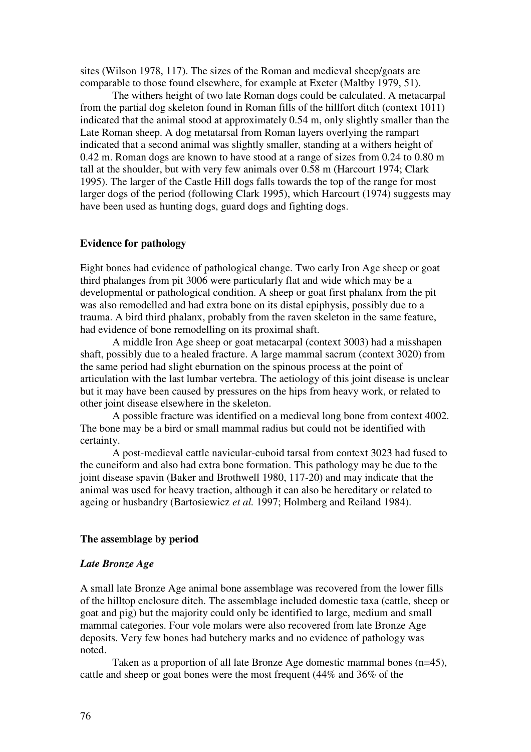sites (Wilson 1978, 117). The sizes of the Roman and medieval sheep/goats are comparable to those found elsewhere, for example at Exeter (Maltby 1979, 51).

The withers height of two late Roman dogs could be calculated. A metacarpal from the partial dog skeleton found in Roman fills of the hillfort ditch (context 1011) indicated that the animal stood at approximately 0.54 m, only slightly smaller than the Late Roman sheep. A dog metatarsal from Roman layers overlying the rampart indicated that a second animal was slightly smaller, standing at a withers height of 0.42 m. Roman dogs are known to have stood at a range of sizes from 0.24 to 0.80 m tall at the shoulder, but with very few animals over 0.58 m (Harcourt 1974; Clark 1995). The larger of the Castle Hill dogs falls towards the top of the range for most larger dogs of the period (following Clark 1995), which Harcourt (1974) suggests may have been used as hunting dogs, guard dogs and fighting dogs.

## Evidence for pathology

Eight bones had evidence of pathological change. Two early Iron Age sheep or goat third phalanges from pit 3006 were particularly flat and wide which may be a developmental or pathological condition. A sheep or goat first phalanx from the pit was also remodelled and had extra bone on its distal epiphysis, possibly due to a trauma. A bird third phalanx, probably from the raven skeleton in the same feature, had evidence of bone remodelling on its proximal shaft.

A middle Iron Age sheep or goat metacarpal (context 3003) had a misshapen shaft, possibly due to a healed fracture. A large mammal sacrum (context 3020) from the same period had slight eburnation on the spinous process at the point of articulation with the last lumbar vertebra. The aetiology of this joint disease is unclear but it may have been caused by pressures on the hips from heavy work, or related to other joint disease elsewhere in the skeleton.

A possible fracture was identified on a medieval long bone from context 4002. The bone may be a bird or small mammal radius but could not be identified with certainty.

A post-medieval cattle navicular-cuboid tarsal from context 3023 had fused to the cuneiform and also had extra bone formation. This pathology may be due to the joint disease spavin (Baker and Brothwell 1980, 117-20) and may indicate that the animal was used for heavy traction, although it can also be hereditary or related to ageing or husbandry (Bartosiewicz *et al.* 1997; Holmberg and Reiland 1984).

## The assemblage by period

### *Late Bronze Age*

A small late Bronze Age animal bone assemblage was recovered from the lower fills of the hilltop enclosure ditch. The assemblage included domestic taxa (cattle, sheep or goat and pig) but the majority could only be identified to large, medium and small mammal categories. Four vole molars were also recovered from late Bronze Age deposits. Very few bones had butchery marks and no evidence of pathology was noted.

Taken as a proportion of all late Bronze Age domestic mammal bones (n=45), cattle and sheep or goat bones were the most frequent (44% and 36% of the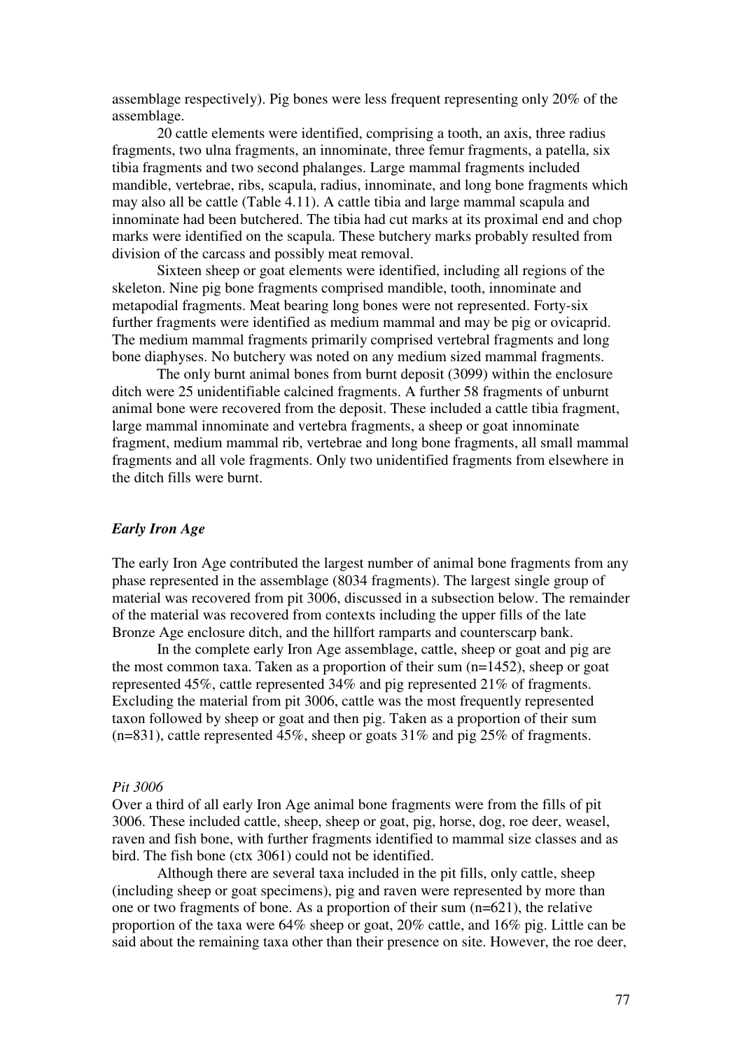assemblage respectively). Pig bones were less frequent representing only 20% of the assemblage.

20 cattle elements were identified, comprising a tooth, an axis, three radius fragments, two ulna fragments, an innominate, three femur fragments, a patella, six tibia fragments and two second phalanges. Large mammal fragments included mandible, vertebrae, ribs, scapula, radius, innominate, and long bone fragments which may also all be cattle (Table 4.11). A cattle tibia and large mammal scapula and innominate had been butchered. The tibia had cut marks at its proximal end and chop marks were identified on the scapula. These butchery marks probably resulted from division of the carcass and possibly meat removal.

Sixteen sheep or goat elements were identified, including all regions of the skeleton. Nine pig bone fragments comprised mandible, tooth, innominate and metapodial fragments. Meat bearing long bones were not represented. Forty-six further fragments were identified as medium mammal and may be pig or ovicaprid. The medium mammal fragments primarily comprised vertebral fragments and long bone diaphyses. No butchery was noted on any medium sized mammal fragments.

The only burnt animal bones from burnt deposit (3099) within the enclosure ditch were 25 unidentifiable calcined fragments. A further 58 fragments of unburnt animal bone were recovered from the deposit. These included a cattle tibia fragment, large mammal innominate and vertebra fragments, a sheep or goat innominate fragment, medium mammal rib, vertebrae and long bone fragments, all small mammal fragments and all vole fragments. Only two unidentified fragments from elsewhere in the ditch fills were burnt.

### *Early Iron Age*

The early Iron Age contributed the largest number of animal bone fragments from any phase represented in the assemblage (8034 fragments). The largest single group of material was recovered from pit 3006, discussed in a subsection below. The remainder of the material was recovered from contexts including the upper fills of the late Bronze Age enclosure ditch, and the hillfort ramparts and counterscarp bank.

In the complete early Iron Age assemblage, cattle, sheep or goat and pig are the most common taxa. Taken as a proportion of their sum (n=1452), sheep or goat represented 45%, cattle represented 34% and pig represented 21% of fragments. Excluding the material from pit 3006, cattle was the most frequently represented taxon followed by sheep or goat and then pig. Taken as a proportion of their sum (n=831), cattle represented 45%, sheep or goats 31% and pig 25% of fragments.

#### *Pit 3006*

Over a third of all early Iron Age animal bone fragments were from the fills of pit 3006. These included cattle, sheep, sheep or goat, pig, horse, dog, roe deer, weasel, raven and fish bone, with further fragments identified to mammal size classes and as bird. The fish bone (ctx 3061) could not be identified.

Although there are several taxa included in the pit fills, only cattle, sheep (including sheep or goat specimens), pig and raven were represented by more than one or two fragments of bone. As a proportion of their sum (n=621), the relative proportion of the taxa were 64% sheep or goat, 20% cattle, and 16% pig. Little can be said about the remaining taxa other than their presence on site. However, the roe deer,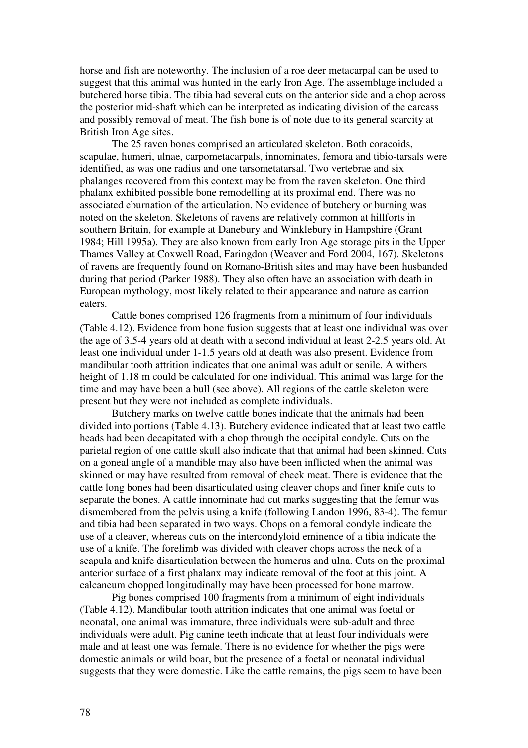horse and fish are noteworthy. The inclusion of a roe deer metacarpal can be used to suggest that this animal was hunted in the early Iron Age. The assemblage included a butchered horse tibia. The tibia had several cuts on the anterior side and a chop across the posterior mid-shaft which can be interpreted as indicating division of the carcass and possibly removal of meat. The fish bone is of note due to its general scarcity at British Iron Age sites.

The 25 raven bones comprised an articulated skeleton. Both coracoids, scapulae, humeri, ulnae, carpometacarpals, innominates, femora and tibio-tarsals were identified, as was one radius and one tarsometatarsal. Two vertebrae and six phalanges recovered from this context may be from the raven skeleton. One third phalanx exhibited possible bone remodelling at its proximal end. There was no associated eburnation of the articulation. No evidence of butchery or burning was noted on the skeleton. Skeletons of ravens are relatively common at hillforts in southern Britain, for example at Danebury and Winklebury in Hampshire (Grant 1984; Hill 1995a). They are also known from early Iron Age storage pits in the Upper Thames Valley at Coxwell Road, Faringdon (Weaver and Ford 2004, 167). Skeletons of ravens are frequently found on Romano-British sites and may have been husbanded during that period (Parker 1988). They also often have an association with death in European mythology, most likely related to their appearance and nature as carrion eaters.

Cattle bones comprised 126 fragments from a minimum of four individuals (Table 4.12). Evidence from bone fusion suggests that at least one individual was over the age of 3.5-4 years old at death with a second individual at least 2-2.5 years old. At least one individual under 1-1.5 years old at death was also present. Evidence from mandibular tooth attrition indicates that one animal was adult or senile. A withers height of 1.18 m could be calculated for one individual. This animal was large for the time and may have been a bull (see above). All regions of the cattle skeleton were present but they were not included as complete individuals.

Butchery marks on twelve cattle bones indicate that the animals had been divided into portions (Table 4.13). Butchery evidence indicated that at least two cattle heads had been decapitated with a chop through the occipital condyle. Cuts on the parietal region of one cattle skull also indicate that that animal had been skinned. Cuts on a goneal angle of a mandible may also have been inflicted when the animal was skinned or may have resulted from removal of cheek meat. There is evidence that the cattle long bones had been disarticulated using cleaver chops and finer knife cuts to separate the bones. A cattle innominate had cut marks suggesting that the femur was dismembered from the pelvis using a knife (following Landon 1996, 83-4). The femur and tibia had been separated in two ways. Chops on a femoral condyle indicate the use of a cleaver, whereas cuts on the intercondyloid eminence of a tibia indicate the use of a knife. The forelimb was divided with cleaver chops across the neck of a scapula and knife disarticulation between the humerus and ulna. Cuts on the proximal anterior surface of a first phalanx may indicate removal of the foot at this joint. A calcaneum chopped longitudinally may have been processed for bone marrow.

Pig bones comprised 100 fragments from a minimum of eight individuals (Table 4.12). Mandibular tooth attrition indicates that one animal was foetal or neonatal, one animal was immature, three individuals were sub-adult and three individuals were adult. Pig canine teeth indicate that at least four individuals were male and at least one was female. There is no evidence for whether the pigs were domestic animals or wild boar, but the presence of a foetal or neonatal individual suggests that they were domestic. Like the cattle remains, the pigs seem to have been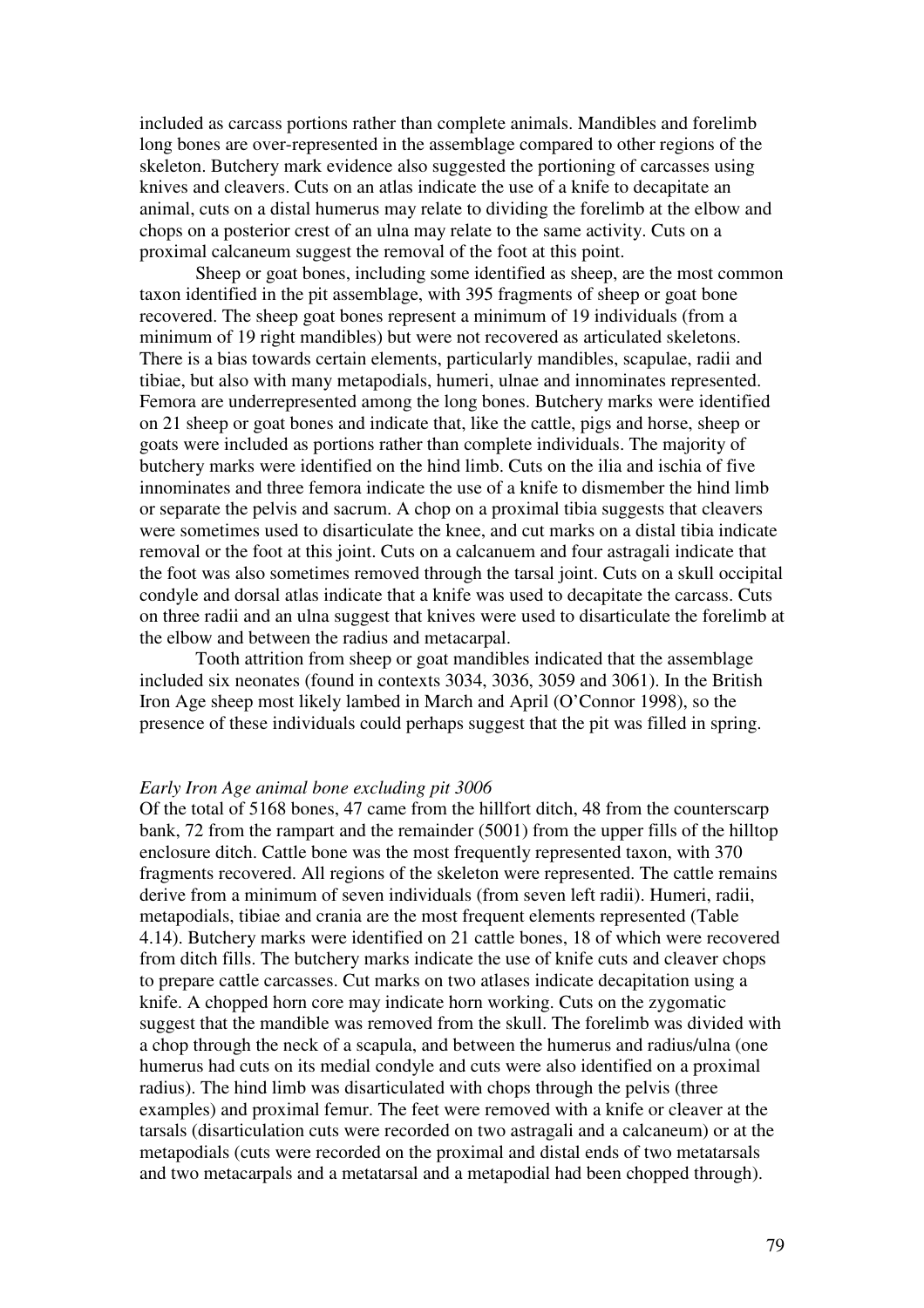included as carcass portions rather than complete animals. Mandibles and forelimb long bones are over-represented in the assemblage compared to other regions of the skeleton. Butchery mark evidence also suggested the portioning of carcasses using knives and cleavers. Cuts on an atlas indicate the use of a knife to decapitate an animal, cuts on a distal humerus may relate to dividing the forelimb at the elbow and chops on a posterior crest of an ulna may relate to the same activity. Cuts on a proximal calcaneum suggest the removal of the foot at this point.

Sheep or goat bones, including some identified as sheep, are the most common taxon identified in the pit assemblage, with 395 fragments of sheep or goat bone recovered. The sheep goat bones represent a minimum of 19 individuals (from a minimum of 19 right mandibles) but were not recovered as articulated skeletons. There is a bias towards certain elements, particularly mandibles, scapulae, radii and tibiae, but also with many metapodials, humeri, ulnae and innominates represented. Femora are underrepresented among the long bones. Butchery marks were identified on 21 sheep or goat bones and indicate that, like the cattle, pigs and horse, sheep or goats were included as portions rather than complete individuals. The majority of butchery marks were identified on the hind limb. Cuts on the ilia and ischia of five innominates and three femora indicate the use of a knife to dismember the hind limb or separate the pelvis and sacrum. A chop on a proximal tibia suggests that cleavers were sometimes used to disarticulate the knee, and cut marks on a distal tibia indicate removal or the foot at this joint. Cuts on a calcanuem and four astragali indicate that the foot was also sometimes removed through the tarsal joint. Cuts on a skull occipital condyle and dorsal atlas indicate that a knife was used to decapitate the carcass. Cuts on three radii and an ulna suggest that knives were used to disarticulate the forelimb at the elbow and between the radius and metacarpal.

Tooth attrition from sheep or goat mandibles indicated that the assemblage included six neonates (found in contexts 3034, 3036, 3059 and 3061). In the British Iron Age sheep most likely lambed in March and April (O'Connor 1998), so the presence of these individuals could perhaps suggest that the pit was filled in spring.

*Early Iron Age animal bone excluding pit 3006*

Of the total of 5168 bones, 47 came from the hillfort ditch, 48 from the counterscarp bank, 72 from the rampart and the remainder (5001) from the upper fills of the hilltop enclosure ditch. Cattle bone was the most frequently represented taxon, with 370 fragments recovered. All regions of the skeleton were represented. The cattle remains derive from a minimum of seven individuals (from seven left radii). Humeri, radii, metapodials, tibiae and crania are the most frequent elements represented (Table 4.14). Butchery marks were identified on 21 cattle bones, 18 of which were recovered from ditch fills. The butchery marks indicate the use of knife cuts and cleaver chops to prepare cattle carcasses. Cut marks on two atlases indicate decapitation using a knife. A chopped horn core may indicate horn working. Cuts on the zygomatic suggest that the mandible was removed from the skull. The forelimb was divided with a chop through the neck of a scapula, and between the humerus and radius/ulna (one humerus had cuts on its medial condyle and cuts were also identified on a proximal radius). The hind limb was disarticulated with chops through the pelvis (three examples) and proximal femur. The feet were removed with a knife or cleaver at the tarsals (disarticulation cuts were recorded on two astragali and a calcaneum) or at the metapodials (cuts were recorded on the proximal and distal ends of two metatarsals and two metacarpals and a metatarsal and a metapodial had been chopped through).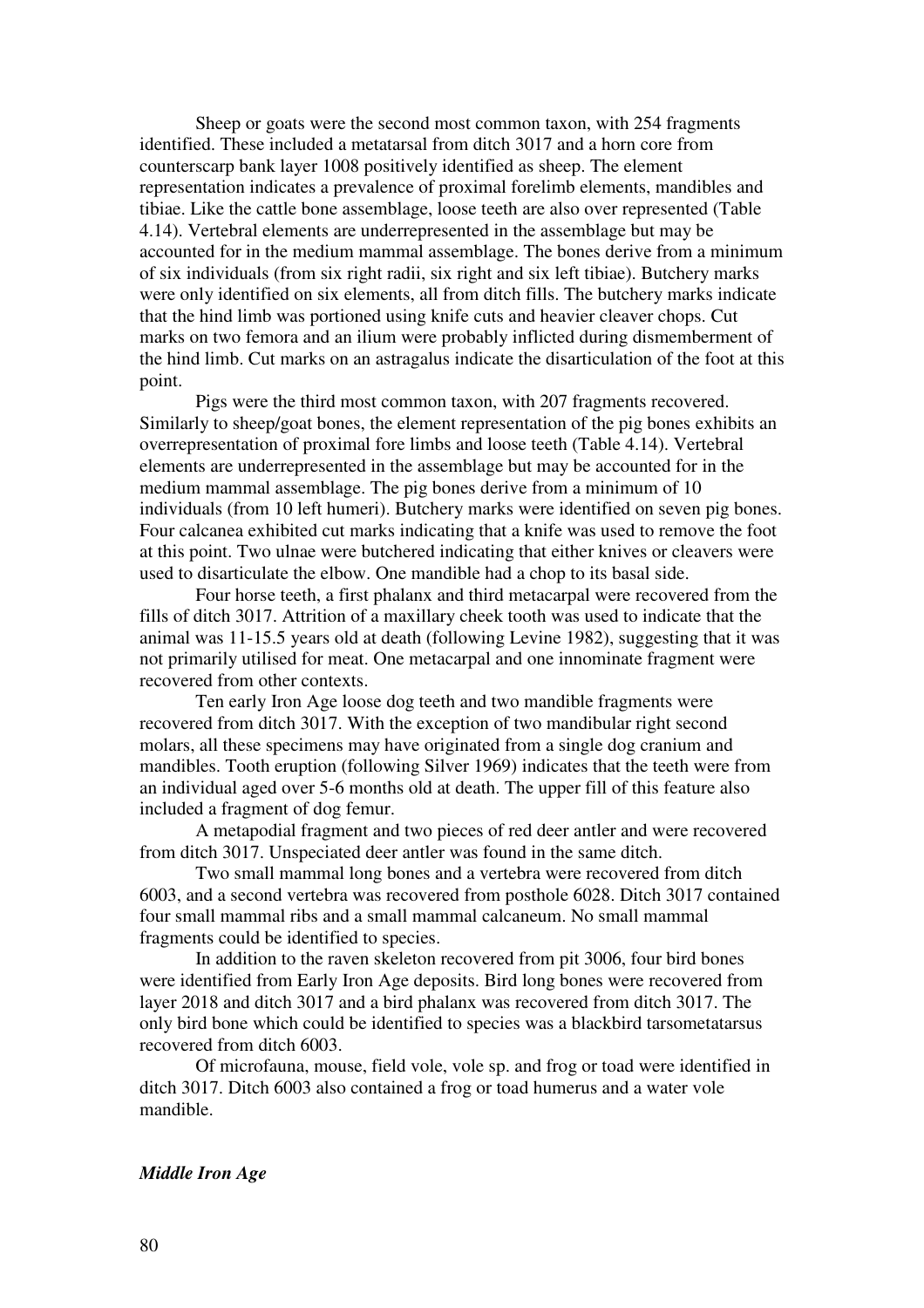Sheep or goats were the second most common taxon, with 254 fragments identified. These included a metatarsal from ditch 3017 and a horn core from counterscarp bank layer 1008 positively identified as sheep. The element representation indicates a prevalence of proximal forelimb elements, mandibles and tibiae. Like the cattle bone assemblage, loose teeth are also over represented (Table 4.14). Vertebral elements are underrepresented in the assemblage but may be accounted for in the medium mammal assemblage. The bones derive from a minimum of six individuals (from six right radii, six right and six left tibiae). Butchery marks were only identified on six elements, all from ditch fills. The butchery marks indicate that the hind limb was portioned using knife cuts and heavier cleaver chops. Cut marks on two femora and an ilium were probably inflicted during dismemberment of the hind limb. Cut marks on an astragalus indicate the disarticulation of the foot at this point.

Pigs were the third most common taxon, with 207 fragments recovered. Similarly to sheep/goat bones, the element representation of the pig bones exhibits an overrepresentation of proximal fore limbs and loose teeth (Table 4.14). Vertebral elements are underrepresented in the assemblage but may be accounted for in the medium mammal assemblage. The pig bones derive from a minimum of 10 individuals (from 10 left humeri). Butchery marks were identified on seven pig bones. Four calcanea exhibited cut marks indicating that a knife was used to remove the foot at this point. Two ulnae were butchered indicating that either knives or cleavers were used to disarticulate the elbow. One mandible had a chop to its basal side.

Four horse teeth, a first phalanx and third metacarpal were recovered from the fills of ditch 3017. Attrition of a maxillary cheek tooth was used to indicate that the animal was 11-15.5 years old at death (following Levine 1982), suggesting that it was not primarily utilised for meat. One metacarpal and one innominate fragment were recovered from other contexts.

Ten early Iron Age loose dog teeth and two mandible fragments were recovered from ditch 3017. With the exception of two mandibular right second molars, all these specimens may have originated from a single dog cranium and mandibles. Tooth eruption (following Silver 1969) indicates that the teeth were from an individual aged over 5-6 months old at death. The upper fill of this feature also included a fragment of dog femur.

A metapodial fragment and two pieces of red deer antler and were recovered from ditch 3017. Unspeciated deer antler was found in the same ditch.

Two small mammal long bones and a vertebra were recovered from ditch 6003, and a second vertebra was recovered from posthole 6028. Ditch 3017 contained four small mammal ribs and a small mammal calcaneum. No small mammal fragments could be identified to species.

In addition to the raven skeleton recovered from pit 3006, four bird bones were identified from Early Iron Age deposits. Bird long bones were recovered from layer 2018 and ditch 3017 and a bird phalanx was recovered from ditch 3017. The only bird bone which could be identified to species was a blackbird tarsometatarsus recovered from ditch 6003.

Of microfauna, mouse, field vole, vole sp. and frog or toad were identified in ditch 3017. Ditch 6003 also contained a frog or toad humerus and a water vole mandible.

***Middle Iron Age***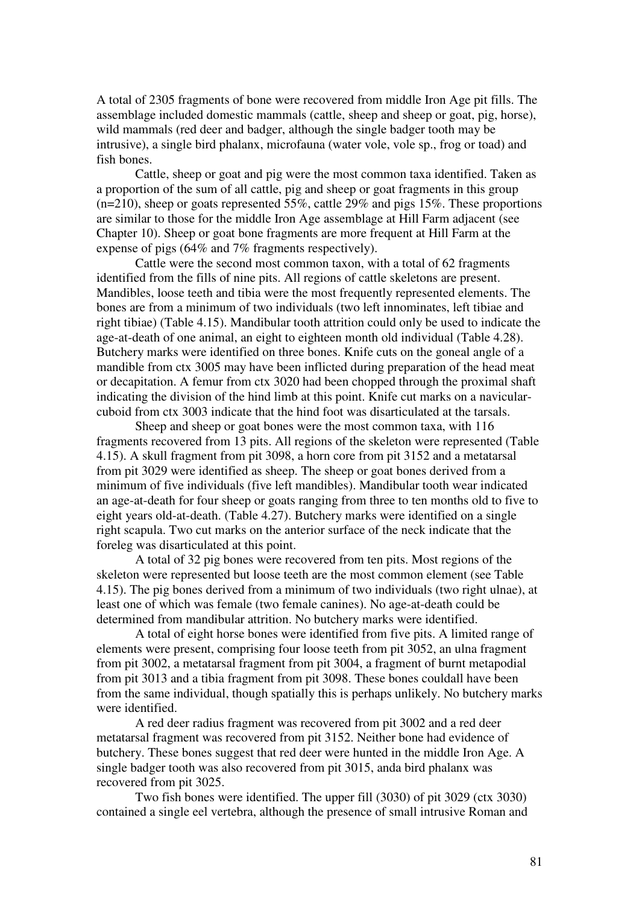A total of 2305 fragments of bone were recovered from middle Iron Age pit fills. The assemblage included domestic mammals (cattle, sheep and sheep or goat, pig, horse), wild mammals (red deer and badger, although the single badger tooth may be intrusive), a single bird phalanx, microfauna (water vole, vole sp., frog or toad) and fish bones.

Cattle, sheep or goat and pig were the most common taxa identified. Taken as a proportion of the sum of all cattle, pig and sheep or goat fragments in this group (n=210), sheep or goats represented 55%, cattle 29% and pigs 15%. These proportions are similar to those for the middle Iron Age assemblage at Hill Farm adjacent (see Chapter 10). Sheep or goat bone fragments are more frequent at Hill Farm at the expense of pigs (64% and 7% fragments respectively).

Cattle were the second most common taxon, with a total of 62 fragments identified from the fills of nine pits. All regions of cattle skeletons are present. Mandibles, loose teeth and tibia were the most frequently represented elements. The bones are from a minimum of two individuals (two left innominates, left tibiae and right tibiae) (Table 4.15). Mandibular tooth attrition could only be used to indicate the age-at-death of one animal, an eight to eighteen month old individual (Table 4.28). Butchery marks were identified on three bones. Knife cuts on the goneal angle of a mandible from ctx 3005 may have been inflicted during preparation of the head meat or decapitation. A femur from ctx 3020 had been chopped through the proximal shaft indicating the division of the hind limb at this point. Knife cut marks on a navicular-cuboid from ctx 3003 indicate that the hind foot was disarticulated at the tarsals.

Sheep and sheep or goat bones were the most common taxa, with 116 fragments recovered from 13 pits. All regions of the skeleton were represented (Table 4.15). A skull fragment from pit 3098, a horn core from pit 3152 and a metatarsal from pit 3029 were identified as sheep. The sheep or goat bones derived from a minimum of five individuals (five left mandibles). Mandibular tooth wear indicated an age-at-death for four sheep or goats ranging from three to ten months old to five to eight years old-at-death. (Table 4.27). Butchery marks were identified on a single right scapula. Two cut marks on the anterior surface of the neck indicate that the foreleg was disarticulated at this point.

A total of 32 pig bones were recovered from ten pits. Most regions of the skeleton were represented but loose teeth are the most common element (see Table 4.15). The pig bones derived from a minimum of two individuals (two right ulnae), at least one of which was female (two female canines). No age-at-death could be determined from mandibular attrition. No butchery marks were identified.

A total of eight horse bones were identified from five pits. A limited range of elements were present, comprising four loose teeth from pit 3052, an ulna fragment from pit 3002, a metatarsal fragment from pit 3004, a fragment of burnt metapodial from pit 3013 and a tibia fragment from pit 3098. These bones couldall have been from the same individual, though spatially this is perhaps unlikely. No butchery marks were identified.

A red deer radius fragment was recovered from pit 3002 and a red deer metatarsal fragment was recovered from pit 3152. Neither bone had evidence of butchery. These bones suggest that red deer were hunted in the middle Iron Age. A single badger tooth was also recovered from pit 3015, anda bird phalanx was recovered from pit 3025.

Two fish bones were identified. The upper fill (3030) of pit 3029 (ctx 3030) contained a single eel vertebra, although the presence of small intrusive Roman and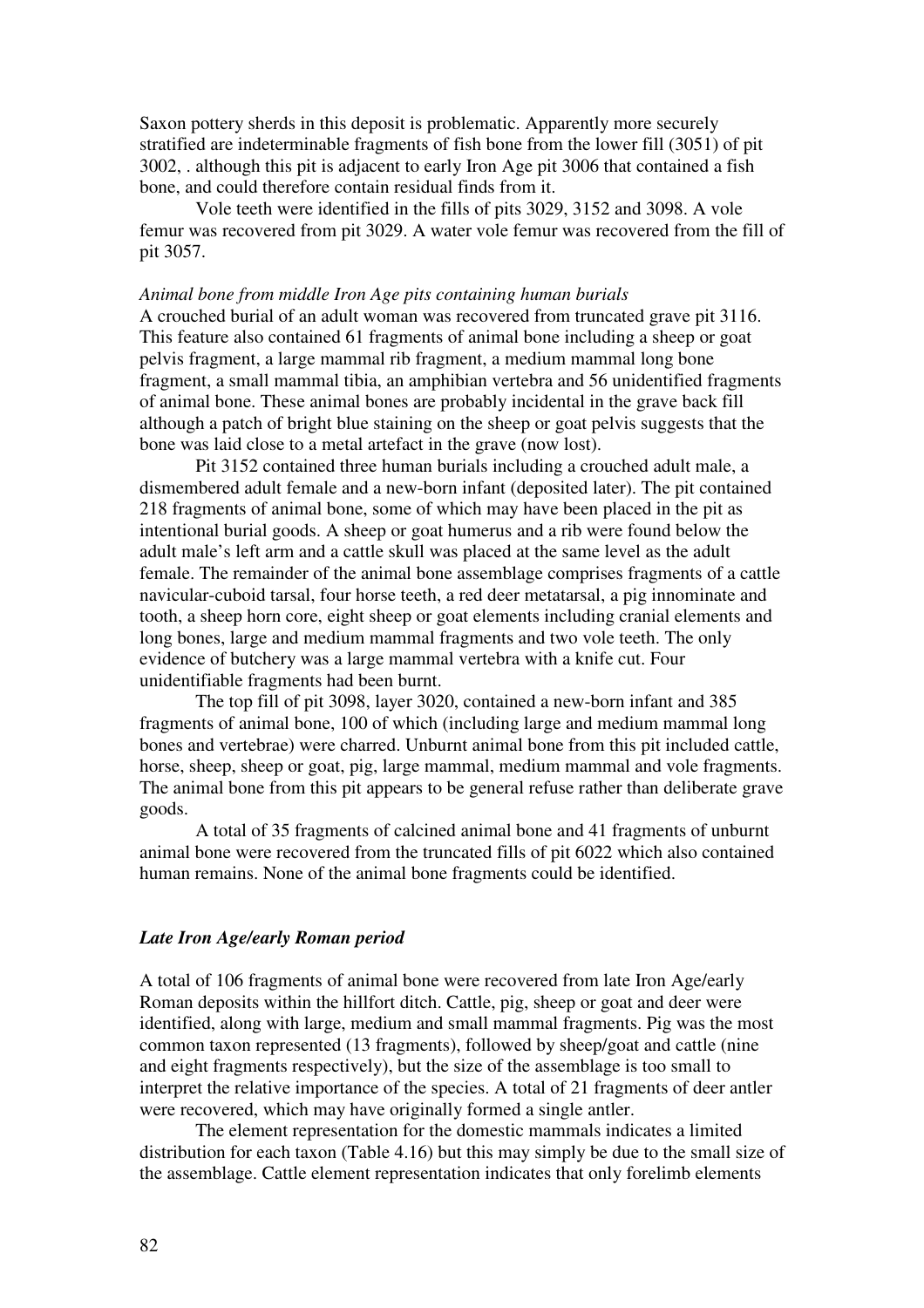Saxon pottery sherds in this deposit is problematic. Apparently more securely stratified are indeterminable fragments of fish bone from the lower fill (3051) of pit 3002, . although this pit is adjacent to early Iron Age pit 3006 that contained a fish bone, and could therefore contain residual finds from it.

Vole teeth were identified in the fills of pits 3029, 3152 and 3098. A vole femur was recovered from pit 3029. A water vole femur was recovered from the fill of pit 3057.

*Animal bone from middle Iron Age pits containing human burials*

A crouched burial of an adult woman was recovered from truncated grave pit 3116. This feature also contained 61 fragments of animal bone including a sheep or goat pelvis fragment, a large mammal rib fragment, a medium mammal long bone fragment, a small mammal tibia, an amphibian vertebra and 56 unidentified fragments of animal bone. These animal bones are probably incidental in the grave back fill although a patch of bright blue staining on the sheep or goat pelvis suggests that the bone was laid close to a metal artefact in the grave (now lost).

Pit 3152 contained three human burials including a crouched adult male, a dismembered adult female and a new-born infant (deposited later). The pit contained 218 fragments of animal bone, some of which may have been placed in the pit as intentional burial goods. A sheep or goat humerus and a rib were found below the adult male's left arm and a cattle skull was placed at the same level as the adult female. The remainder of the animal bone assemblage comprises fragments of a cattle navicular-cuboid tarsal, four horse teeth, a red deer metatarsal, a pig innominate and tooth, a sheep horn core, eight sheep or goat elements including cranial elements and long bones, large and medium mammal fragments and two vole teeth. The only evidence of butchery was a large mammal vertebra with a knife cut. Four unidentifiable fragments had been burnt.

The top fill of pit 3098, layer 3020, contained a new-born infant and 385 fragments of animal bone, 100 of which (including large and medium mammal long bones and vertebrae) were charred. Unburnt animal bone from this pit included cattle, horse, sheep, sheep or goat, pig, large mammal, medium mammal and vole fragments. The animal bone from this pit appears to be general refuse rather than deliberate grave goods.

A total of 35 fragments of calcined animal bone and 41 fragments of unburnt animal bone were recovered from the truncated fills of pit 6022 which also contained human remains. None of the animal bone fragments could be identified.

### *Late Iron Age/early Roman period*

A total of 106 fragments of animal bone were recovered from late Iron Age/early Roman deposits within the hillfort ditch. Cattle, pig, sheep or goat and deer were identified, along with large, medium and small mammal fragments. Pig was the most common taxon represented (13 fragments), followed by sheep/goat and cattle (nine and eight fragments respectively), but the size of the assemblage is too small to interpret the relative importance of the species. A total of 21 fragments of deer antler were recovered, which may have originally formed a single antler.

The element representation for the domestic mammals indicates a limited distribution for each taxon (Table 4.16) but this may simply be due to the small size of the assemblage. Cattle element representation indicates that only forelimb elements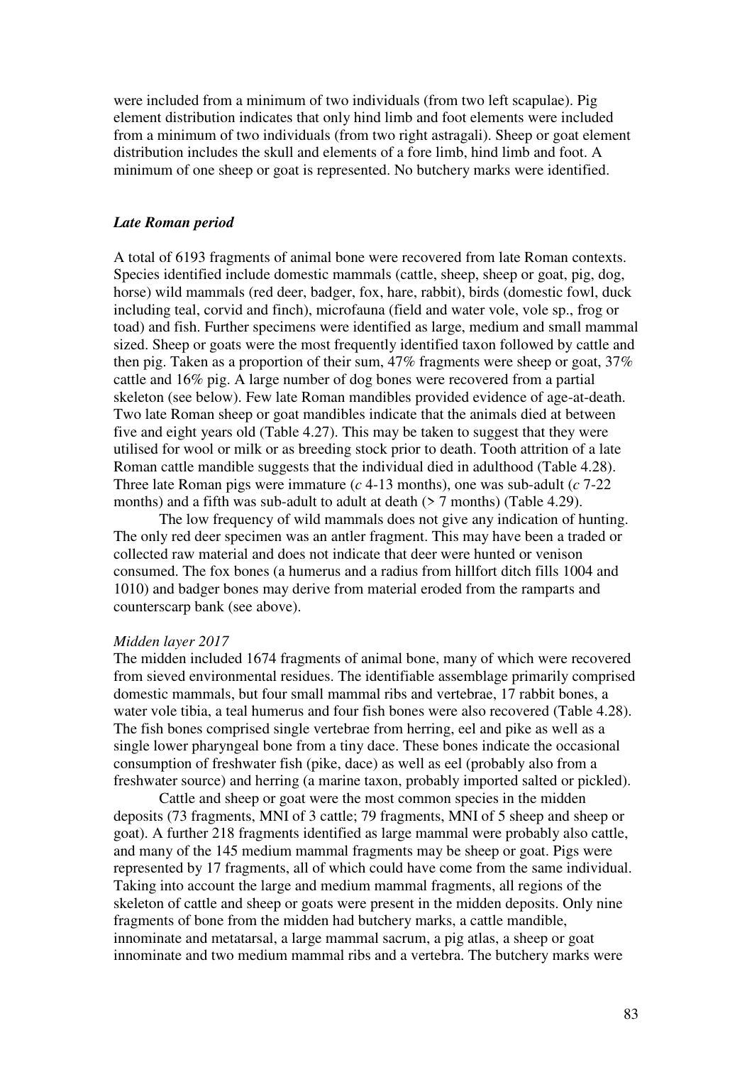were included from a minimum of two individuals (from two left scapulae). Pig element distribution indicates that only hind limb and foot elements were included from a minimum of two individuals (from two right astragali). Sheep or goat element distribution includes the skull and elements of a fore limb, hind limb and foot. A minimum of one sheep or goat is represented. No butchery marks were identified.

### *Late Roman period*

A total of 6193 fragments of animal bone were recovered from late Roman contexts. Species identified include domestic mammals (cattle, sheep, sheep or goat, pig, dog, horse) wild mammals (red deer, badger, fox, hare, rabbit), birds (domestic fowl, duck including teal, corvid and finch), microfauna (field and water vole, vole sp., frog or toad) and fish. Further specimens were identified as large, medium and small mammal sized. Sheep or goats were the most frequently identified taxon followed by cattle and then pig. Taken as a proportion of their sum, 47% fragments were sheep or goat, 37% cattle and 16% pig. A large number of dog bones were recovered from a partial skeleton (see below). Few late Roman mandibles provided evidence of age-at-death. Two late Roman sheep or goat mandibles indicate that the animals died at between five and eight years old (Table 4.27). This may be taken to suggest that they were utilised for wool or milk or as breeding stock prior to death. Tooth attrition of a late Roman cattle mandible suggests that the individual died in adulthood (Table 4.28). Three late Roman pigs were immature (*c* 4-13 months), one was sub-adult (*c* 7-22 months) and a fifth was sub-adult to adult at death (> 7 months) (Table 4.29).

The low frequency of wild mammals does not give any indication of hunting. The only red deer specimen was an antler fragment. This may have been a traded or collected raw material and does not indicate that deer were hunted or venison consumed. The fox bones (a humerus and a radius from hillfort ditch fills 1004 and 1010) and badger bones may derive from material eroded from the ramparts and counterscarp bank (see above).

#### *Midden layer 2017*

The midden included 1674 fragments of animal bone, many of which were recovered from sieved environmental residues. The identifiable assemblage primarily comprised domestic mammals, but four small mammal ribs and vertebrae, 17 rabbit bones, a water vole tibia, a teal humerus and four fish bones were also recovered (Table 4.28). The fish bones comprised single vertebrae from herring, eel and pike as well as a single lower pharyngeal bone from a tiny dace. These bones indicate the occasional consumption of freshwater fish (pike, dace) as well as eel (probably also from a freshwater source) and herring (a marine taxon, probably imported salted or pickled).

Cattle and sheep or goat were the most common species in the midden deposits (73 fragments, MNI of 3 cattle; 79 fragments, MNI of 5 sheep and sheep or goat). A further 218 fragments identified as large mammal were probably also cattle, and many of the 145 medium mammal fragments may be sheep or goat. Pigs were represented by 17 fragments, all of which could have come from the same individual. Taking into account the large and medium mammal fragments, all regions of the skeleton of cattle and sheep or goats were present in the midden deposits. Only nine fragments of bone from the midden had butchery marks, a cattle mandible, innominate and metatarsal, a large mammal sacrum, a pig atlas, a sheep or goat innominate and two medium mammal ribs and a vertebra. The butchery marks were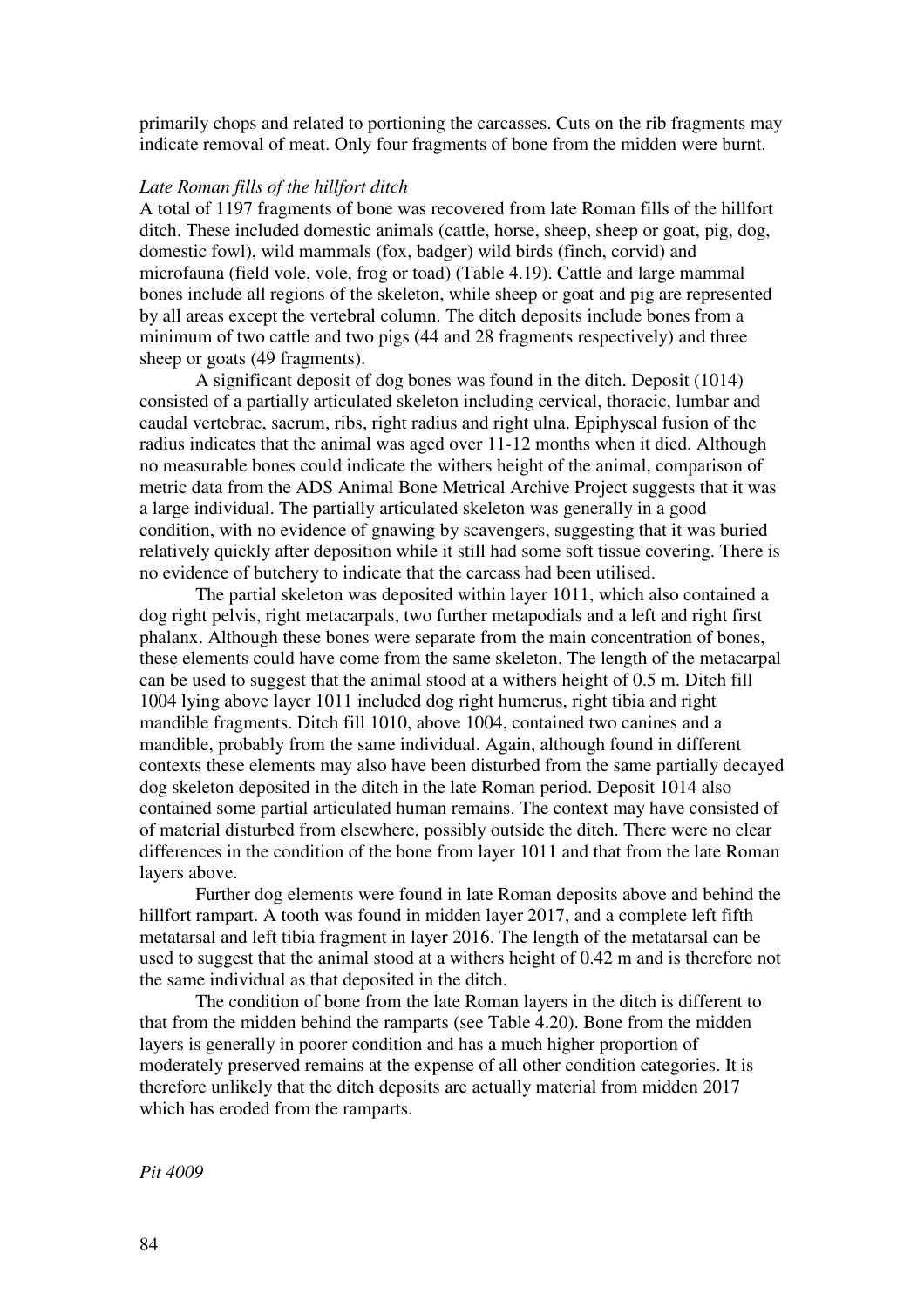primarily chops and related to portioning the carcasses. Cuts on the rib fragments may indicate removal of meat. Only four fragments of bone from the midden were burnt.

*Late Roman fills of the hillfort ditch*

A total of 1197 fragments of bone was recovered from late Roman fills of the hillfort ditch. These included domestic animals (cattle, horse, sheep, sheep or goat, pig, dog, domestic fowl), wild mammals (fox, badger) wild birds (finch, corvid) and microfauna (field vole, vole, frog or toad) (Table 4.19). Cattle and large mammal bones include all regions of the skeleton, while sheep or goat and pig are represented by all areas except the vertebral column. The ditch deposits include bones from a minimum of two cattle and two pigs (44 and 28 fragments respectively) and three sheep or goats (49 fragments).

A significant deposit of dog bones was found in the ditch. Deposit (1014) consisted of a partially articulated skeleton including cervical, thoracic, lumbar and caudal vertebrae, sacrum, ribs, right radius and right ulna. Epiphyseal fusion of the radius indicates that the animal was aged over 11-12 months when it died. Although no measurable bones could indicate the withers height of the animal, comparison of metric data from the ADS Animal Bone Metrical Archive Project suggests that it was a large individual. The partially articulated skeleton was generally in a good condition, with no evidence of gnawing by scavengers, suggesting that it was buried relatively quickly after deposition while it still had some soft tissue covering. There is no evidence of butchery to indicate that the carcass had been utilised.

The partial skeleton was deposited within layer 1011, which also contained a dog right pelvis, right metacarpals, two further metapodials and a left and right first phalanx. Although these bones were separate from the main concentration of bones, these elements could have come from the same skeleton. The length of the metacarpal can be used to suggest that the animal stood at a withers height of 0.5 m. Ditch fill 1004 lying above layer 1011 included dog right humerus, right tibia and right mandible fragments. Ditch fill 1010, above 1004, contained two canines and a mandible, probably from the same individual. Again, although found in different contexts these elements may also have been disturbed from the same partially decayed dog skeleton deposited in the ditch in the late Roman period. Deposit 1014 also contained some partial articulated human remains. The context may have consisted of of material disturbed from elsewhere, possibly outside the ditch. There were no clear differences in the condition of the bone from layer 1011 and that from the late Roman layers above.

Further dog elements were found in late Roman deposits above and behind the hillfort rampart. A tooth was found in midden layer 2017, and a complete left fifth metatarsal and left tibia fragment in layer 2016. The length of the metatarsal can be used to suggest that the animal stood at a withers height of 0.42 m and is therefore not the same individual as that deposited in the ditch.

The condition of bone from the late Roman layers in the ditch is different to that from the midden behind the ramparts (see Table 4.20). Bone from the midden layers is generally in poorer condition and has a much higher proportion of moderately preserved remains at the expense of all other condition categories. It is therefore unlikely that the ditch deposits are actually material from midden 2017 which has eroded from the ramparts.

*Pit 4009*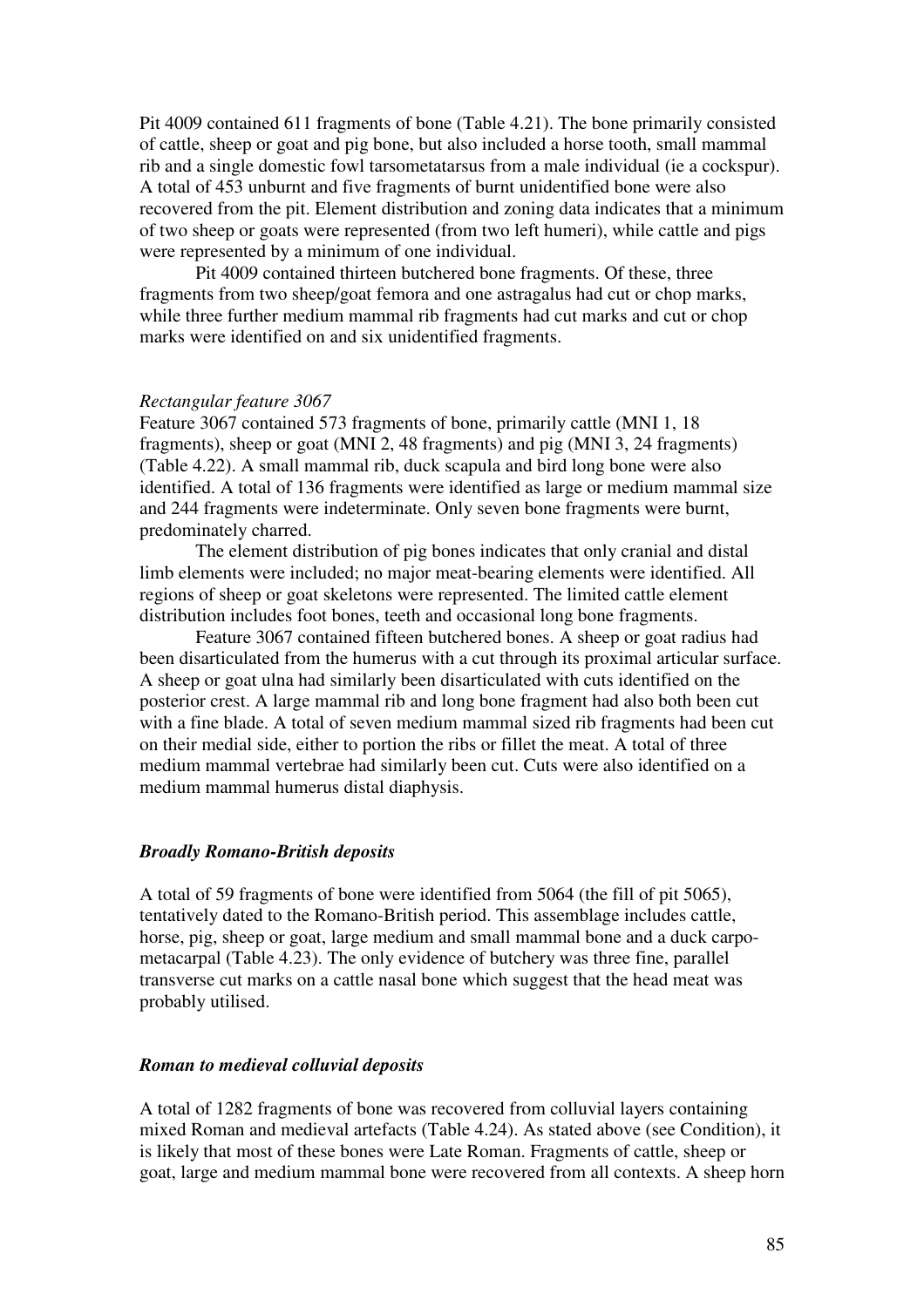Pit 4009 contained 611 fragments of bone (Table 4.21). The bone primarily consisted of cattle, sheep or goat and pig bone, but also included a horse tooth, small mammal rib and a single domestic fowl tarsometatarsus from a male individual (ie a cockspur). A total of 453 unburnt and five fragments of burnt unidentified bone were also recovered from the pit. Element distribution and zoning data indicates that a minimum of two sheep or goats were represented (from two left humeri), while cattle and pigs were represented by a minimum of one individual.

Pit 4009 contained thirteen butchered bone fragments. Of these, three fragments from two sheep/goat femora and one astragalus had cut or chop marks, while three further medium mammal rib fragments had cut marks and cut or chop marks were identified on and six unidentified fragments.

*Rectangular feature 3067*

Feature 3067 contained 573 fragments of bone, primarily cattle (MNI 1, 18 fragments), sheep or goat (MNI 2, 48 fragments) and pig (MNI 3, 24 fragments) (Table 4.22). A small mammal rib, duck scapula and bird long bone were also identified. A total of 136 fragments were identified as large or medium mammal size and 244 fragments were indeterminate. Only seven bone fragments were burnt, predominately charred.

The element distribution of pig bones indicates that only cranial and distal limb elements were included; no major meat-bearing elements were identified. All regions of sheep or goat skeletons were represented. The limited cattle element distribution includes foot bones, teeth and occasional long bone fragments.

Feature 3067 contained fifteen butchered bones. A sheep or goat radius had been disarticulated from the humerus with a cut through its proximal articular surface. A sheep or goat ulna had similarly been disarticulated with cuts identified on the posterior crest. A large mammal rib and long bone fragment had also both been cut with a fine blade. A total of seven medium mammal sized rib fragments had been cut on their medial side, either to portion the ribs or fillet the meat. A total of three medium mammal vertebrae had similarly been cut. Cuts were also identified on a medium mammal humerus distal diaphysis.

### *Broadly Romano-British deposits*

A total of 59 fragments of bone were identified from 5064 (the fill of pit 5065), tentatively dated to the Romano-British period. This assemblage includes cattle, horse, pig, sheep or goat, large medium and small mammal bone and a duck carpo-metacarpal (Table 4.23). The only evidence of butchery was three fine, parallel transverse cut marks on a cattle nasal bone which suggest that the head meat was probably utilised.

### *Roman to medieval colluvial deposits*

A total of 1282 fragments of bone was recovered from colluvial layers containing mixed Roman and medieval artefacts (Table 4.24). As stated above (see Condition), it is likely that most of these bones were Late Roman. Fragments of cattle, sheep or goat, large and medium mammal bone were recovered from all contexts. A sheep horn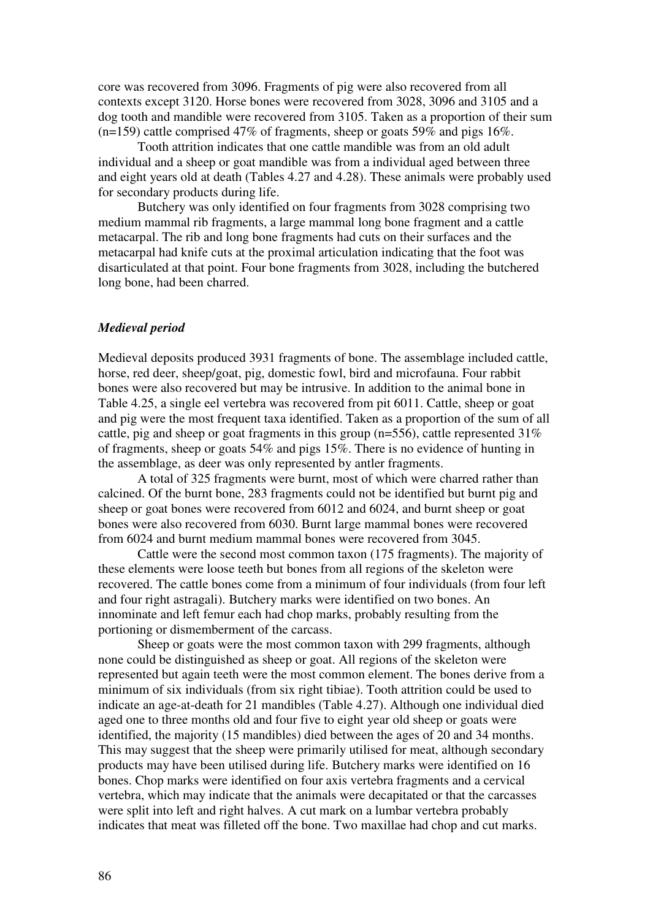core was recovered from 3096. Fragments of pig were also recovered from all contexts except 3120. Horse bones were recovered from 3028, 3096 and 3105 and a dog tooth and mandible were recovered from 3105. Taken as a proportion of their sum (n=159) cattle comprised 47% of fragments, sheep or goats 59% and pigs 16%.

Tooth attrition indicates that one cattle mandible was from an old adult individual and a sheep or goat mandible was from a individual aged between three and eight years old at death (Tables 4.27 and 4.28). These animals were probably used for secondary products during life.

Butchery was only identified on four fragments from 3028 comprising two medium mammal rib fragments, a large mammal long bone fragment and a cattle metacarpal. The rib and long bone fragments had cuts on their surfaces and the metacarpal had knife cuts at the proximal articulation indicating that the foot was disarticulated at that point. Four bone fragments from 3028, including the butchered long bone, had been charred.

### *Medieval period*

Medieval deposits produced 3931 fragments of bone. The assemblage included cattle, horse, red deer, sheep/goat, pig, domestic fowl, bird and microfauna. Four rabbit bones were also recovered but may be intrusive. In addition to the animal bone in Table 4.25, a single eel vertebra was recovered from pit 6011. Cattle, sheep or goat and pig were the most frequent taxa identified. Taken as a proportion of the sum of all cattle, pig and sheep or goat fragments in this group (n=556), cattle represented 31% of fragments, sheep or goats 54% and pigs 15%. There is no evidence of hunting in the assemblage, as deer was only represented by antler fragments.

A total of 325 fragments were burnt, most of which were charred rather than calcined. Of the burnt bone, 283 fragments could not be identified but burnt pig and sheep or goat bones were recovered from 6012 and 6024, and burnt sheep or goat bones were also recovered from 6030. Burnt large mammal bones were recovered from 6024 and burnt medium mammal bones were recovered from 3045.

Cattle were the second most common taxon (175 fragments). The majority of these elements were loose teeth but bones from all regions of the skeleton were recovered. The cattle bones come from a minimum of four individuals (from four left and four right astragali). Butchery marks were identified on two bones. An innominate and left femur each had chop marks, probably resulting from the portioning or dismemberment of the carcass.

Sheep or goats were the most common taxon with 299 fragments, although none could be distinguished as sheep or goat. All regions of the skeleton were represented but again teeth were the most common element. The bones derive from a minimum of six individuals (from six right tibiae). Tooth attrition could be used to indicate an age-at-death for 21 mandibles (Table 4.27). Although one individual died aged one to three months old and four five to eight year old sheep or goats were identified, the majority (15 mandibles) died between the ages of 20 and 34 months. This may suggest that the sheep were primarily utilised for meat, although secondary products may have been utilised during life. Butchery marks were identified on 16 bones. Chop marks were identified on four axis vertebra fragments and a cervical vertebra, which may indicate that the animals were decapitated or that the carcasses were split into left and right halves. A cut mark on a lumbar vertebra probably indicates that meat was filleted off the bone. Two maxillae had chop and cut marks.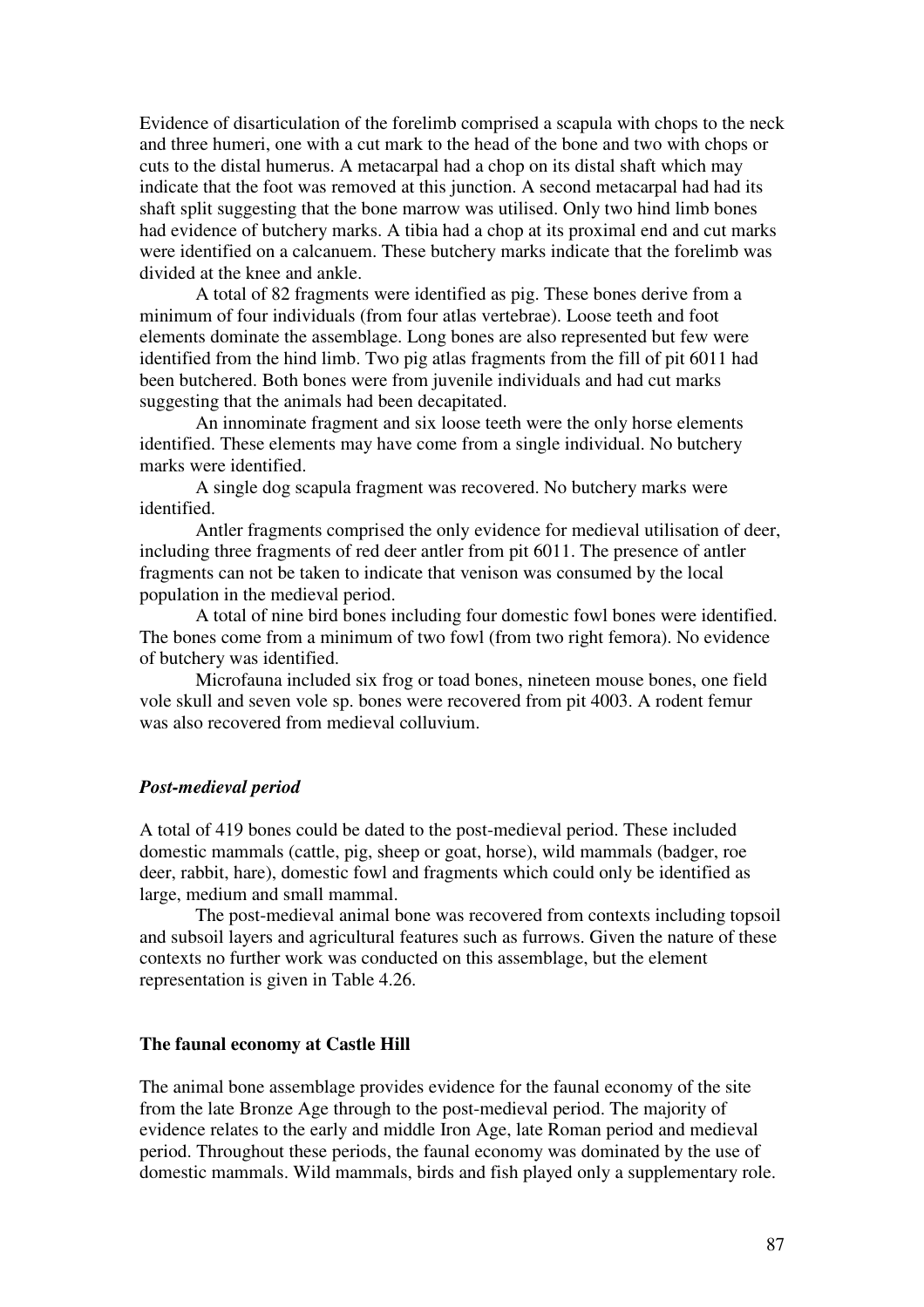Evidence of disarticulation of the forelimb comprised a scapula with chops to the neck and three humeri, one with a cut mark to the head of the bone and two with chops or cuts to the distal humerus. A metacarpal had a chop on its distal shaft which may indicate that the foot was removed at this junction. A second metacarpal had had its shaft split suggesting that the bone marrow was utilised. Only two hind limb bones had evidence of butchery marks. A tibia had a chop at its proximal end and cut marks were identified on a calcanuem. These butchery marks indicate that the forelimb was divided at the knee and ankle.

A total of 82 fragments were identified as pig. These bones derive from a minimum of four individuals (from four atlas vertebrae). Loose teeth and foot elements dominate the assemblage. Long bones are also represented but few were identified from the hind limb. Two pig atlas fragments from the fill of pit 6011 had been butchered. Both bones were from juvenile individuals and had cut marks suggesting that the animals had been decapitated.

An innominate fragment and six loose teeth were the only horse elements identified. These elements may have come from a single individual. No butchery marks were identified.

A single dog scapula fragment was recovered. No butchery marks were identified.

Antler fragments comprised the only evidence for medieval utilisation of deer, including three fragments of red deer antler from pit 6011. The presence of antler fragments can not be taken to indicate that venison was consumed by the local population in the medieval period.

A total of nine bird bones including four domestic fowl bones were identified. The bones come from a minimum of two fowl (from two right femora). No evidence of butchery was identified.

Microfauna included six frog or toad bones, nineteen mouse bones, one field vole skull and seven vole sp. bones were recovered from pit 4003. A rodent femur was also recovered from medieval colluvium.

### *Post-medieval period*

A total of 419 bones could be dated to the post-medieval period. These included domestic mammals (cattle, pig, sheep or goat, horse), wild mammals (badger, roe deer, rabbit, hare), domestic fowl and fragments which could only be identified as large, medium and small mammal.

The post-medieval animal bone was recovered from contexts including topsoil and subsoil layers and agricultural features such as furrows. Given the nature of these contexts no further work was conducted on this assemblage, but the element representation is given in Table 4.26.

## **The faunal economy at Castle Hill**

The animal bone assemblage provides evidence for the faunal economy of the site from the late Bronze Age through to the post-medieval period. The majority of evidence relates to the early and middle Iron Age, late Roman period and medieval period. Throughout these periods, the faunal economy was dominated by the use of domestic mammals. Wild mammals, birds and fish played only a supplementary role.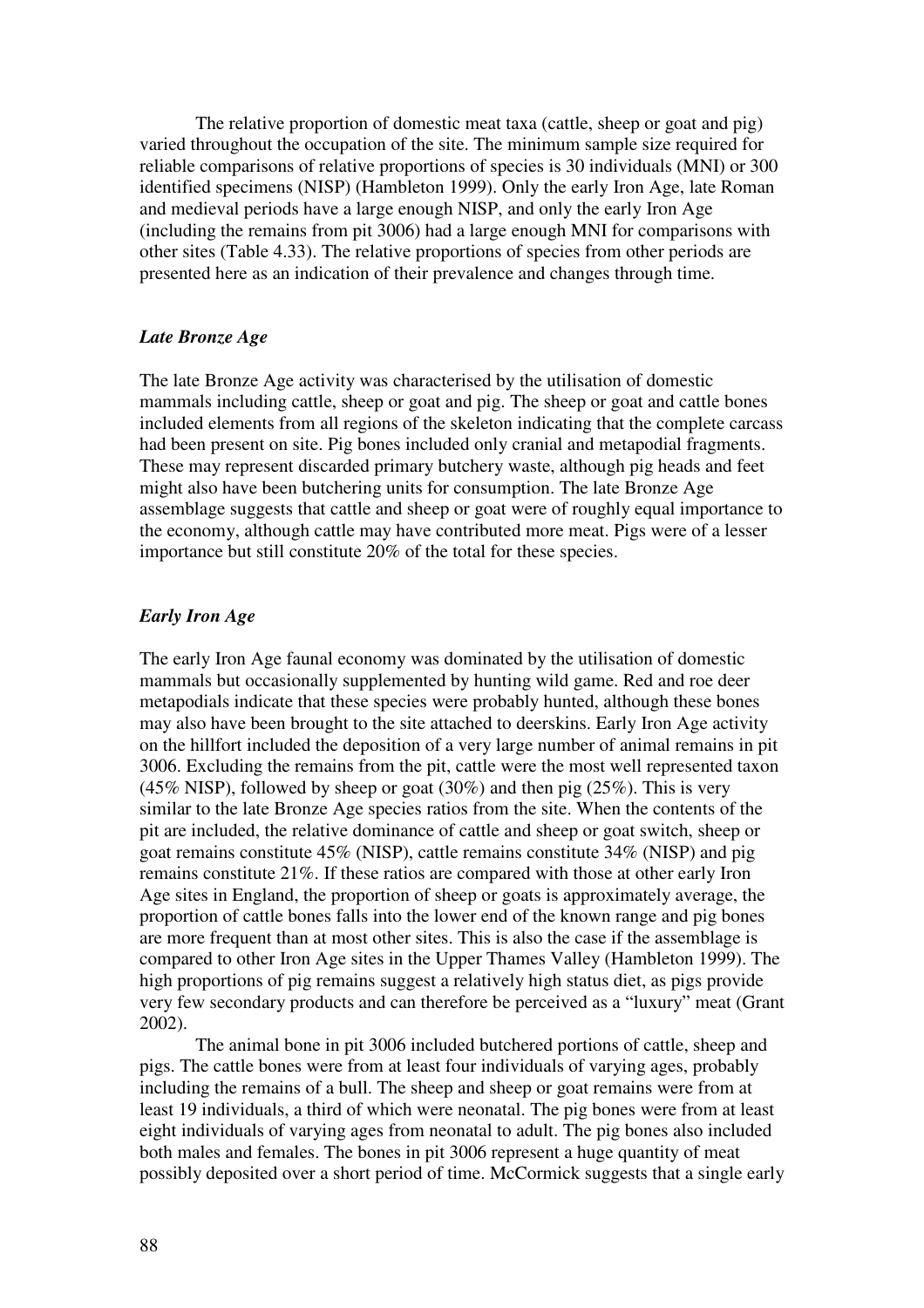The relative proportion of domestic meat taxa (cattle, sheep or goat and pig) varied throughout the occupation of the site. The minimum sample size required for reliable comparisons of relative proportions of species is 30 individuals (MNI) or 300 identified specimens (NISP) (Hambleton 1999). Only the early Iron Age, late Roman and medieval periods have a large enough NISP, and only the early Iron Age (including the remains from pit 3006) had a large enough MNI for comparisons with other sites (Table 4.33). The relative proportions of species from other periods are presented here as an indication of their prevalence and changes through time.

### *Late Bronze Age*

The late Bronze Age activity was characterised by the utilisation of domestic mammals including cattle, sheep or goat and pig. The sheep or goat and cattle bones included elements from all regions of the skeleton indicating that the complete carcass had been present on site. Pig bones included only cranial and metapodial fragments. These may represent discarded primary butchery waste, although pig heads and feet might also have been butchering units for consumption. The late Bronze Age assemblage suggests that cattle and sheep or goat were of roughly equal importance to the economy, although cattle may have contributed more meat. Pigs were of a lesser importance but still constitute 20% of the total for these species.

### *Early Iron Age*

The early Iron Age faunal economy was dominated by the utilisation of domestic mammals but occasionally supplemented by hunting wild game. Red and roe deer metapodials indicate that these species were probably hunted, although these bones may also have been brought to the site attached to deerskins. Early Iron Age activity on the hillfort included the deposition of a very large number of animal remains in pit 3006. Excluding the remains from the pit, cattle were the most well represented taxon (45% NISP), followed by sheep or goat (30%) and then pig (25%). This is very similar to the late Bronze Age species ratios from the site. When the contents of the pit are included, the relative dominance of cattle and sheep or goat switch, sheep or goat remains constitute 45% (NISP), cattle remains constitute 34% (NISP) and pig remains constitute 21%. If these ratios are compared with those at other early Iron Age sites in England, the proportion of sheep or goats is approximately average, the proportion of cattle bones falls into the lower end of the known range and pig bones are more frequent than at most other sites. This is also the case if the assemblage is compared to other Iron Age sites in the Upper Thames Valley (Hambleton 1999). The high proportions of pig remains suggest a relatively high status diet, as pigs provide very few secondary products and can therefore be perceived as a "luxury" meat (Grant 2002).

The animal bone in pit 3006 included butchered portions of cattle, sheep and pigs. The cattle bones were from at least four individuals of varying ages, probably including the remains of a bull. The sheep and sheep or goat remains were from at least 19 individuals, a third of which were neonatal. The pig bones were from at least eight individuals of varying ages from neonatal to adult. The pig bones also included both males and females. The bones in pit 3006 represent a huge quantity of meat possibly deposited over a short period of time. McCormick suggests that a single early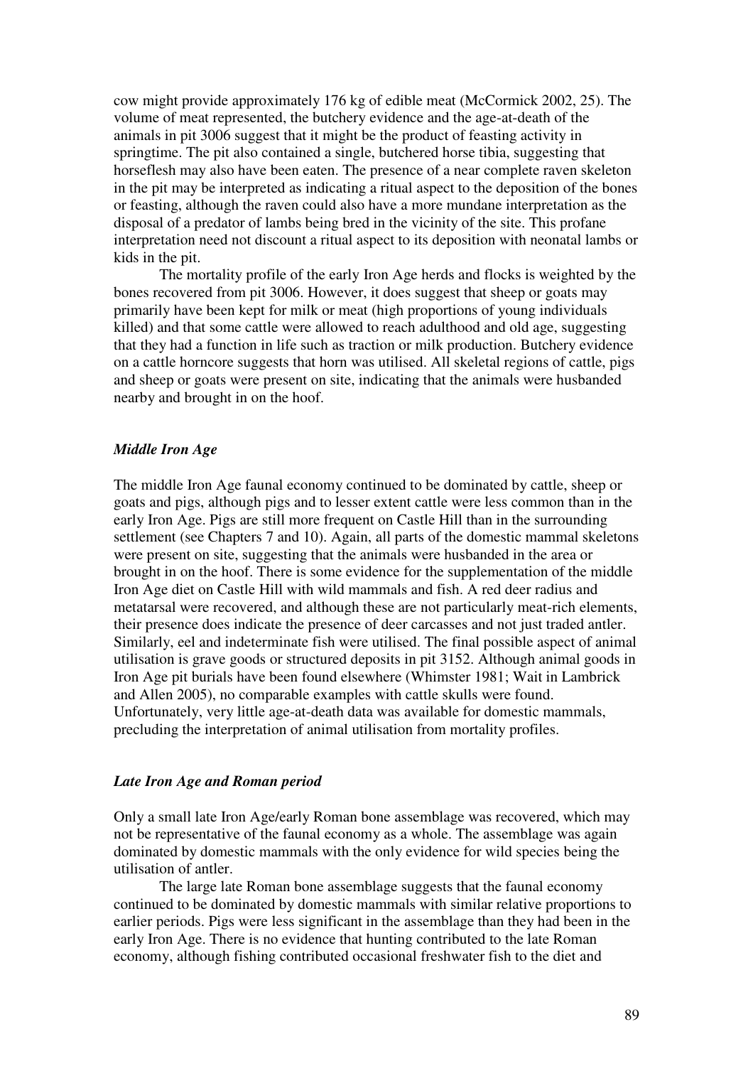cow might provide approximately 176 kg of edible meat (McCormick 2002, 25). The volume of meat represented, the butchery evidence and the age-at-death of the animals in pit 3006 suggest that it might be the product of feasting activity in springtime. The pit also contained a single, butchered horse tibia, suggesting that horseflesh may also have been eaten. The presence of a near complete raven skeleton in the pit may be interpreted as indicating a ritual aspect to the deposition of the bones or feasting, although the raven could also have a more mundane interpretation as the disposal of a predator of lambs being bred in the vicinity of the site. This profane interpretation need not discount a ritual aspect to its deposition with neonatal lambs or kids in the pit.

The mortality profile of the early Iron Age herds and flocks is weighted by the bones recovered from pit 3006. However, it does suggest that sheep or goats may primarily have been kept for milk or meat (high proportions of young individuals killed) and that some cattle were allowed to reach adulthood and old age, suggesting that they had a function in life such as traction or milk production. Butchery evidence on a cattle horncore suggests that horn was utilised. All skeletal regions of cattle, pigs and sheep or goats were present on site, indicating that the animals were husbanded nearby and brought in on the hoof.

### *Middle Iron Age*

The middle Iron Age faunal economy continued to be dominated by cattle, sheep or goats and pigs, although pigs and to lesser extent cattle were less common than in the early Iron Age. Pigs are still more frequent on Castle Hill than in the surrounding settlement (see Chapters 7 and 10). Again, all parts of the domestic mammal skeletons were present on site, suggesting that the animals were husbanded in the area or brought in on the hoof. There is some evidence for the supplementation of the middle Iron Age diet on Castle Hill with wild mammals and fish. A red deer radius and metatarsal were recovered, and although these are not particularly meat-rich elements, their presence does indicate the presence of deer carcasses and not just traded antler. Similarly, eel and indeterminate fish were utilised. The final possible aspect of animal utilisation is grave goods or structured deposits in pit 3152. Although animal goods in Iron Age pit burials have been found elsewhere (Whimster 1981; Wait in Lambrick and Allen 2005), no comparable examples with cattle skulls were found. Unfortunately, very little age-at-death data was available for domestic mammals, precluding the interpretation of animal utilisation from mortality profiles.

### *Late Iron Age and Roman period*

Only a small late Iron Age/early Roman bone assemblage was recovered, which may not be representative of the faunal economy as a whole. The assemblage was again dominated by domestic mammals with the only evidence for wild species being the utilisation of antler.

The large late Roman bone assemblage suggests that the faunal economy continued to be dominated by domestic mammals with similar relative proportions to earlier periods. Pigs were less significant in the assemblage than they had been in the early Iron Age. There is no evidence that hunting contributed to the late Roman economy, although fishing contributed occasional freshwater fish to the diet and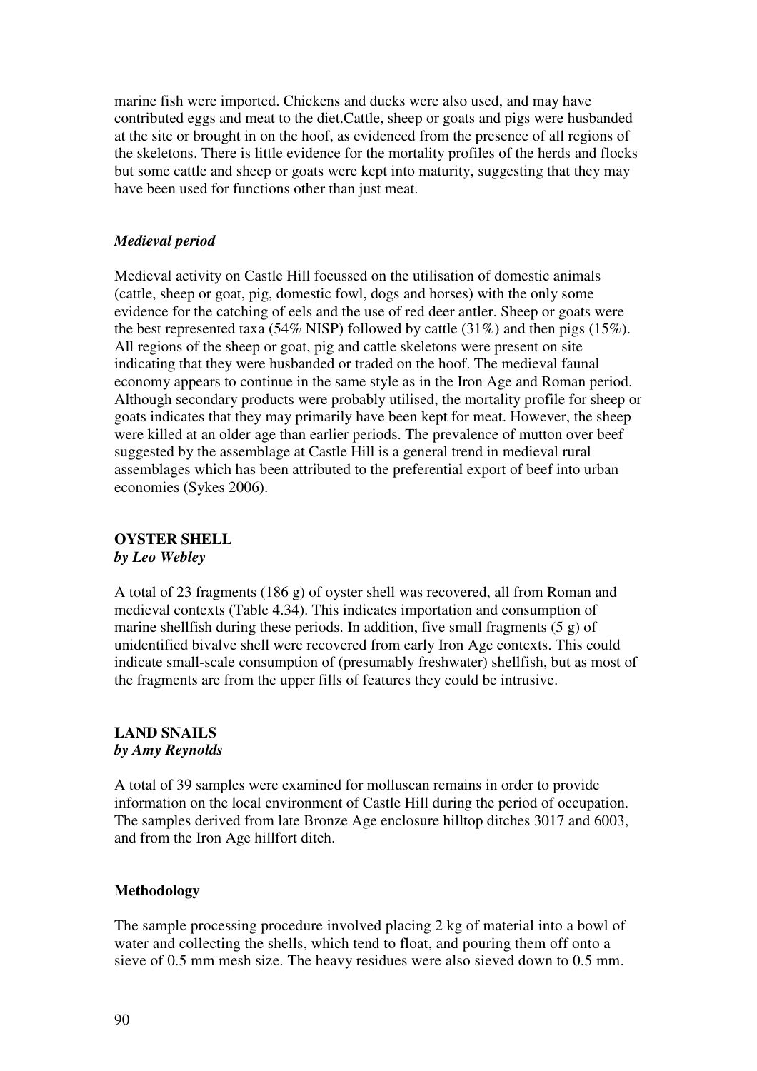marine fish were imported. Chickens and ducks were also used, and may have contributed eggs and meat to the diet.Cattle, sheep or goats and pigs were husbanded at the site or brought in on the hoof, as evidenced from the presence of all regions of the skeletons. There is little evidence for the mortality profiles of the herds and flocks but some cattle and sheep or goats were kept into maturity, suggesting that they may have been used for functions other than just meat.

### *Medieval period*

Medieval activity on Castle Hill focussed on the utilisation of domestic animals (cattle, sheep or goat, pig, domestic fowl, dogs and horses) with the only some evidence for the catching of eels and the use of red deer antler. Sheep or goats were the best represented taxa (54% NISP) followed by cattle (31%) and then pigs (15%). All regions of the sheep or goat, pig and cattle skeletons were present on site indicating that they were husbanded or traded on the hoof. The medieval faunal economy appears to continue in the same style as in the Iron Age and Roman period. Although secondary products were probably utilised, the mortality profile for sheep or goats indicates that they may primarily have been kept for meat. However, the sheep were killed at an older age than earlier periods. The prevalence of mutton over beef suggested by the assemblage at Castle Hill is a general trend in medieval rural assemblages which has been attributed to the preferential export of beef into urban economies (Sykes 2006).

## OYSTER SHELL
***by Leo Webley***

A total of 23 fragments (186 g) of oyster shell was recovered, all from Roman and medieval contexts (Table 4.34). This indicates importation and consumption of marine shellfish during these periods. In addition, five small fragments (5 g) of unidentified bivalve shell were recovered from early Iron Age contexts. This could indicate small-scale consumption of (presumably freshwater) shellfish, but as most of the fragments are from the upper fills of features they could be intrusive.

## LAND SNAILS
***by Amy Reynolds***

A total of 39 samples were examined for molluscan remains in order to provide information on the local environment of Castle Hill during the period of occupation. The samples derived from late Bronze Age enclosure hilltop ditches 3017 and 6003, and from the Iron Age hillfort ditch.

### Methodology

The sample processing procedure involved placing 2 kg of material into a bowl of water and collecting the shells, which tend to float, and pouring them off onto a sieve of 0.5 mm mesh size. The heavy residues were also sieved down to 0.5 mm.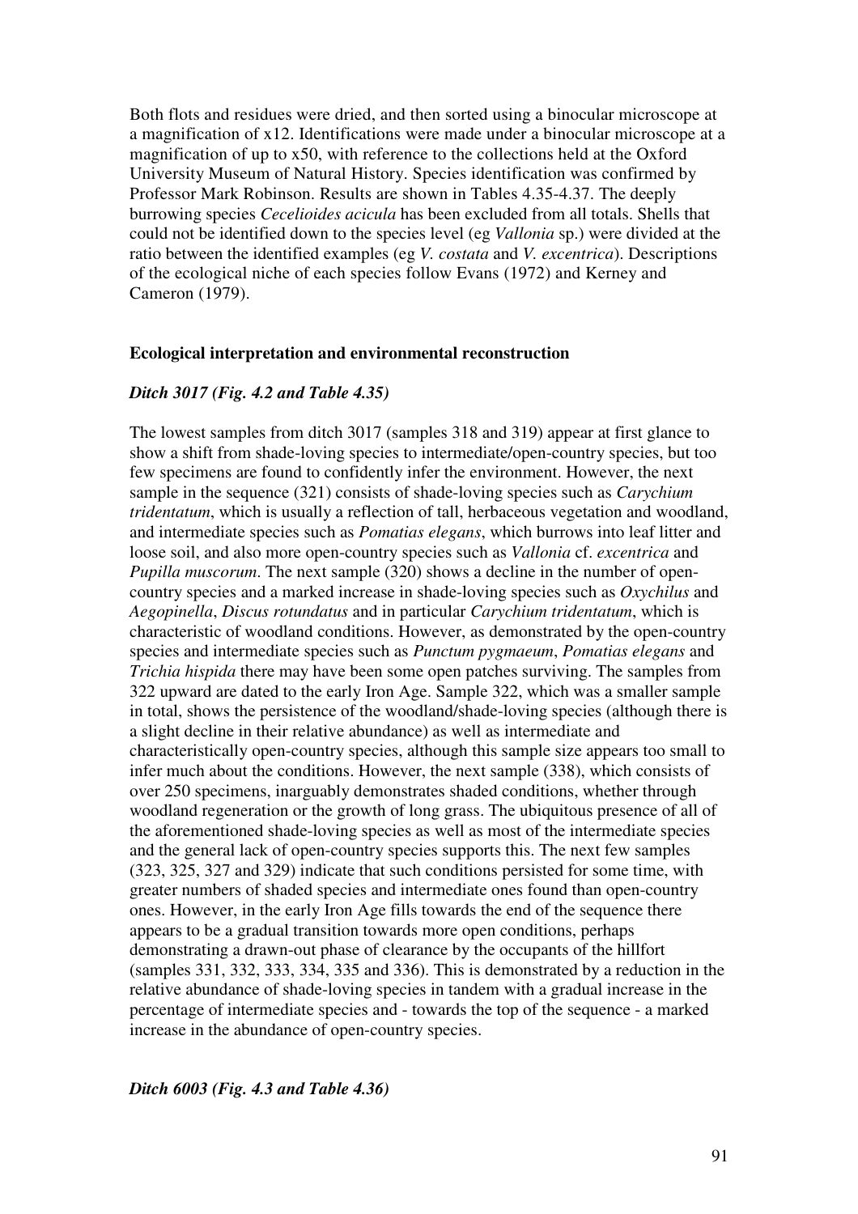Both flots and residues were dried, and then sorted using a binocular microscope at a magnification of x12. Identifications were made under a binocular microscope at a magnification of up to x50, with reference to the collections held at the Oxford University Museum of Natural History. Species identification was confirmed by Professor Mark Robinson. Results are shown in Tables 4.35-4.37. The deeply burrowing species *Cecelioides acicula* has been excluded from all totals. Shells that could not be identified down to the species level (eg *Vallonia* sp.) were divided at the ratio between the identified examples (eg *V. costata* and *V. excentrica*). Descriptions of the ecological niche of each species follow Evans (1972) and Kerney and Cameron (1979).

**Ecological interpretation and environmental reconstruction**

***Ditch 3017 (Fig. 4.2 and Table 4.35)***

The lowest samples from ditch 3017 (samples 318 and 319) appear at first glance to show a shift from shade-loving species to intermediate/open-country species, but too few specimens are found to confidently infer the environment. However, the next sample in the sequence (321) consists of shade-loving species such as *Carychium tridentatum*, which is usually a reflection of tall, herbaceous vegetation and woodland, and intermediate species such as *Pomatias elegans*, which burrows into leaf litter and loose soil, and also more open-country species such as *Vallonia* cf. *excentrica* and *Pupilla muscorum*. The next sample (320) shows a decline in the number of open-country species and a marked increase in shade-loving species such as *Oxychilus* and *Aegopinella*, *Discus rotundatus* and in particular *Carychium tridentatum*, which is characteristic of woodland conditions. However, as demonstrated by the open-country species and intermediate species such as *Punctum pygmaeum*, *Pomatias elegans* and *Trichia hispida* there may have been some open patches surviving. The samples from 322 upward are dated to the early Iron Age. Sample 322, which was a smaller sample in total, shows the persistence of the woodland/shade-loving species (although there is a slight decline in their relative abundance) as well as intermediate and characteristically open-country species, although this sample size appears too small to infer much about the conditions. However, the next sample (338), which consists of over 250 specimens, inarguably demonstrates shaded conditions, whether through woodland regeneration or the growth of long grass. The ubiquitous presence of all of the aforementioned shade-loving species as well as most of the intermediate species and the general lack of open-country species supports this. The next few samples (323, 325, 327 and 329) indicate that such conditions persisted for some time, with greater numbers of shaded species and intermediate ones found than open-country ones. However, in the early Iron Age fills towards the end of the sequence there appears to be a gradual transition towards more open conditions, perhaps demonstrating a drawn-out phase of clearance by the occupants of the hillfort (samples 331, 332, 333, 334, 335 and 336). This is demonstrated by a reduction in the relative abundance of shade-loving species in tandem with a gradual increase in the percentage of intermediate species and - towards the top of the sequence - a marked increase in the abundance of open-country species.

***Ditch 6003 (Fig. 4.3 and Table 4.36)***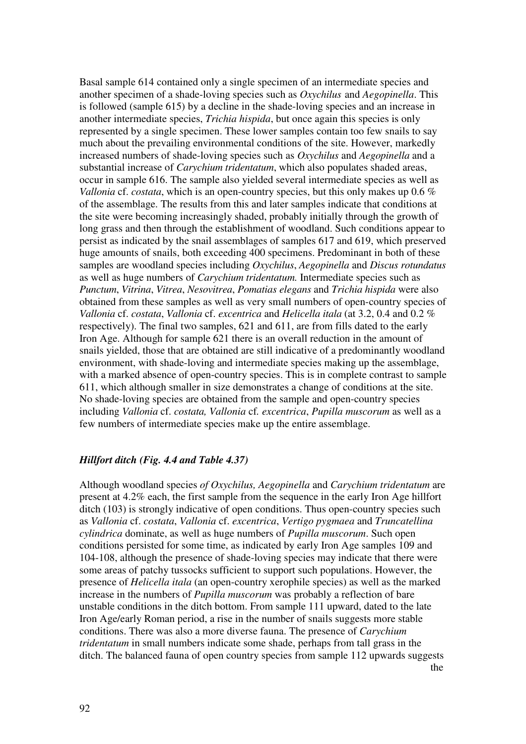Basal sample 614 contained only a single specimen of an intermediate species and another specimen of a shade-loving species such as *Oxychilus* and *Aegopinella*. This is followed (sample 615) by a decline in the shade-loving species and an increase in another intermediate species, *Trichia hispida*, but once again this species is only represented by a single specimen. These lower samples contain too few snails to say much about the prevailing environmental conditions of the site. However, markedly increased numbers of shade-loving species such as *Oxychilus* and *Aegopinella* and a substantial increase of *Carychium tridentatum*, which also populates shaded areas, occur in sample 616. The sample also yielded several intermediate species as well as *Vallonia* cf. *costata*, which is an open-country species, but this only makes up 0.6 % of the assemblage. The results from this and later samples indicate that conditions at the site were becoming increasingly shaded, probably initially through the growth of long grass and then through the establishment of woodland. Such conditions appear to persist as indicated by the snail assemblages of samples 617 and 619, which preserved huge amounts of snails, both exceeding 400 specimens. Predominant in both of these samples are woodland species including *Oxychilus*, *Aegopinella* and *Discus rotundatus* as well as huge numbers of *Carychium tridentatum.* Intermediate species such as *Punctum*, *Vitrina*, *Vitrea*, *Nesovitrea*, *Pomatias elegans* and *Trichia hispida* were also obtained from these samples as well as very small numbers of open-country species of *Vallonia* cf. *costata*, *Vallonia* cf. *excentrica* and *Helicella itala* (at 3.2, 0.4 and 0.2 % respectively). The final two samples, 621 and 611, are from fills dated to the early Iron Age. Although for sample 621 there is an overall reduction in the amount of snails yielded, those that are obtained are still indicative of a predominantly woodland environment, with shade-loving and intermediate species making up the assemblage, with a marked absence of open-country species. This is in complete contrast to sample 611, which although smaller in size demonstrates a change of conditions at the site. No shade-loving species are obtained from the sample and open-country species including *Vallonia* cf. *costata, Vallonia* cf. *excentrica*, *Pupilla muscorum* as well as a few numbers of intermediate species make up the entire assemblage.

### *Hillfort ditch (Fig. 4.4 and Table 4.37)*

Although woodland species *of Oxychilus, Aegopinella* and *Carychium tridentatum* are present at 4.2% each, the first sample from the sequence in the early Iron Age hillfort ditch (103) is strongly indicative of open conditions. Thus open-country species such as *Vallonia* cf. *costata*, *Vallonia* cf. *excentrica*, *Vertigo pygmaea* and *Truncatellina cylindrica* dominate, as well as huge numbers of *Pupilla muscorum*. Such open conditions persisted for some time, as indicated by early Iron Age samples 109 and 104-108, although the presence of shade-loving species may indicate that there were some areas of patchy tussocks sufficient to support such populations. However, the presence of *Helicella itala* (an open-country xerophile species) as well as the marked increase in the numbers of *Pupilla muscorum* was probably a reflection of bare unstable conditions in the ditch bottom. From sample 111 upward, dated to the late Iron Age/early Roman period, a rise in the number of snails suggests more stable conditions. There was also a more diverse fauna. The presence of *Carychium tridentatum* in small numbers indicate some shade, perhaps from tall grass in the ditch. The balanced fauna of open country species from sample 112 upwards suggests the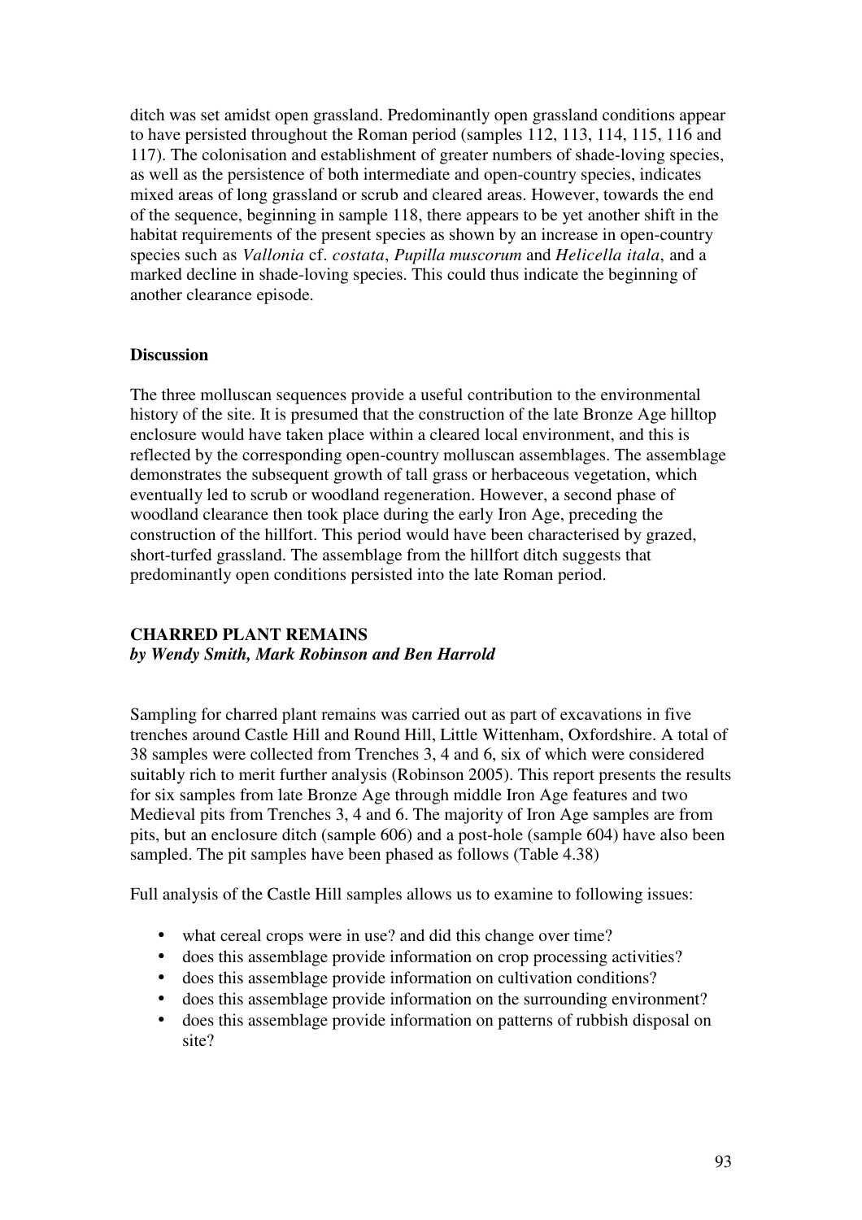ditch was set amidst open grassland. Predominantly open grassland conditions appear to have persisted throughout the Roman period (samples 112, 113, 114, 115, 116 and 117). The colonisation and establishment of greater numbers of shade-loving species, as well as the persistence of both intermediate and open-country species, indicates mixed areas of long grassland or scrub and cleared areas. However, towards the end of the sequence, beginning in sample 118, there appears to be yet another shift in the habitat requirements of the present species as shown by an increase in open-country species such as *Vallonia* cf. *costata*, *Pupilla muscorum* and *Helicella itala*, and a marked decline in shade-loving species. This could thus indicate the beginning of another clearance episode.

**Discussion**

The three molluscan sequences provide a useful contribution to the environmental history of the site. It is presumed that the construction of the late Bronze Age hilltop enclosure would have taken place within a cleared local environment, and this is reflected by the corresponding open-country molluscan assemblages. The assemblage demonstrates the subsequent growth of tall grass or herbaceous vegetation, which eventually led to scrub or woodland regeneration. However, a second phase of woodland clearance then took place during the early Iron Age, preceding the construction of the hillfort. This period would have been characterised by grazed, short-turfed grassland. The assemblage from the hillfort ditch suggests that predominantly open conditions persisted into the late Roman period.

## CHARRED PLANT REMAINS

***by Wendy Smith, Mark Robinson and Ben Harrold***

Sampling for charred plant remains was carried out as part of excavations in five trenches around Castle Hill and Round Hill, Little Wittenham, Oxfordshire. A total of 38 samples were collected from Trenches 3, 4 and 6, six of which were considered suitably rich to merit further analysis (Robinson 2005). This report presents the results for six samples from late Bronze Age through middle Iron Age features and two Medieval pits from Trenches 3, 4 and 6. The majority of Iron Age samples are from pits, but an enclosure ditch (sample 606) and a post-hole (sample 604) have also been sampled. The pit samples have been phased as follows (Table 4.38)

Full analysis of the Castle Hill samples allows us to examine to following issues:

- what cereal crops were in use? and did this change over time?
- does this assemblage provide information on crop processing activities?
- does this assemblage provide information on cultivation conditions?
- does this assemblage provide information on the surrounding environment?
- does this assemblage provide information on patterns of rubbish disposal on site?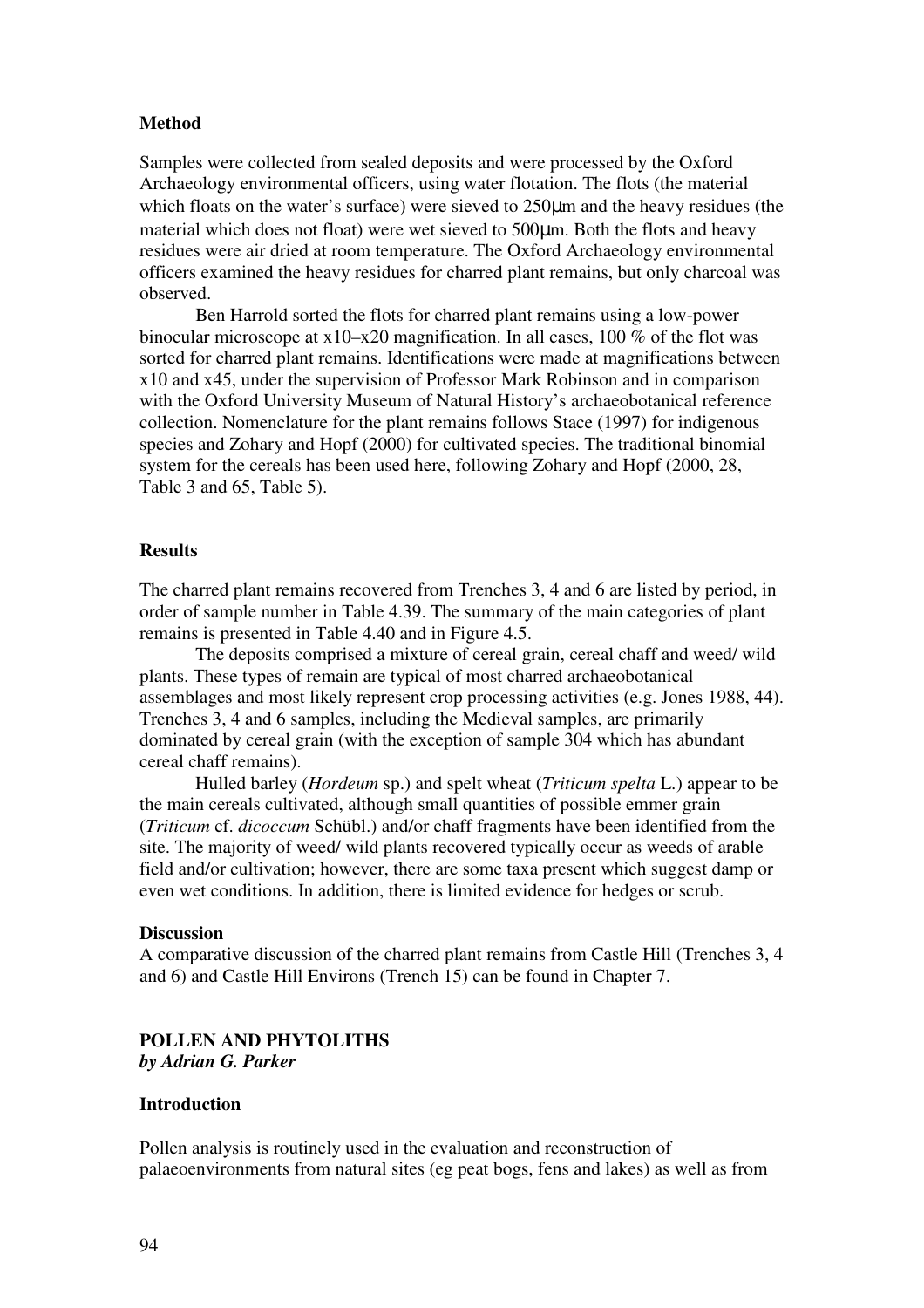### Method

Samples were collected from sealed deposits and were processed by the Oxford Archaeology environmental officers, using water flotation. The flots (the material which floats on the water's surface) were sieved to 250μm and the heavy residues (the material which does not float) were wet sieved to 500μm. Both the flots and heavy residues were air dried at room temperature. The Oxford Archaeology environmental officers examined the heavy residues for charred plant remains, but only charcoal was observed.

Ben Harrold sorted the flots for charred plant remains using a low-power binocular microscope at x10–x20 magnification. In all cases, 100 % of the flot was sorted for charred plant remains. Identifications were made at magnifications between x10 and x45, under the supervision of Professor Mark Robinson and in comparison with the Oxford University Museum of Natural History's archaeobotanical reference collection. Nomenclature for the plant remains follows Stace (1997) for indigenous species and Zohary and Hopf (2000) for cultivated species. The traditional binomial system for the cereals has been used here, following Zohary and Hopf (2000, 28, Table 3 and 65, Table 5).

### Results

The charred plant remains recovered from Trenches 3, 4 and 6 are listed by period, in order of sample number in Table 4.39. The summary of the main categories of plant remains is presented in Table 4.40 and in Figure 4.5.

The deposits comprised a mixture of cereal grain, cereal chaff and weed/ wild plants. These types of remain are typical of most charred archaeobotanical assemblages and most likely represent crop processing activities (e.g. Jones 1988, 44). Trenches 3, 4 and 6 samples, including the Medieval samples, are primarily dominated by cereal grain (with the exception of sample 304 which has abundant cereal chaff remains).

Hulled barley (*Hordeum* sp.) and spelt wheat (*Triticum spelta* L.) appear to be the main cereals cultivated, although small quantities of possible emmer grain (*Triticum* cf. *dicoccum* Schübl.) and/or chaff fragments have been identified from the site. The majority of weed/ wild plants recovered typically occur as weeds of arable field and/or cultivation; however, there are some taxa present which suggest damp or even wet conditions. In addition, there is limited evidence for hedges or scrub.

### Discussion

A comparative discussion of the charred plant remains from Castle Hill (Trenches 3, 4 and 6) and Castle Hill Environs (Trench 15) can be found in Chapter 7.

## POLLEN AND PHYTOLITHS

***by Adrian G. Parker***

### Introduction

Pollen analysis is routinely used in the evaluation and reconstruction of palaeoenvironments from natural sites (eg peat bogs, fens and lakes) as well as from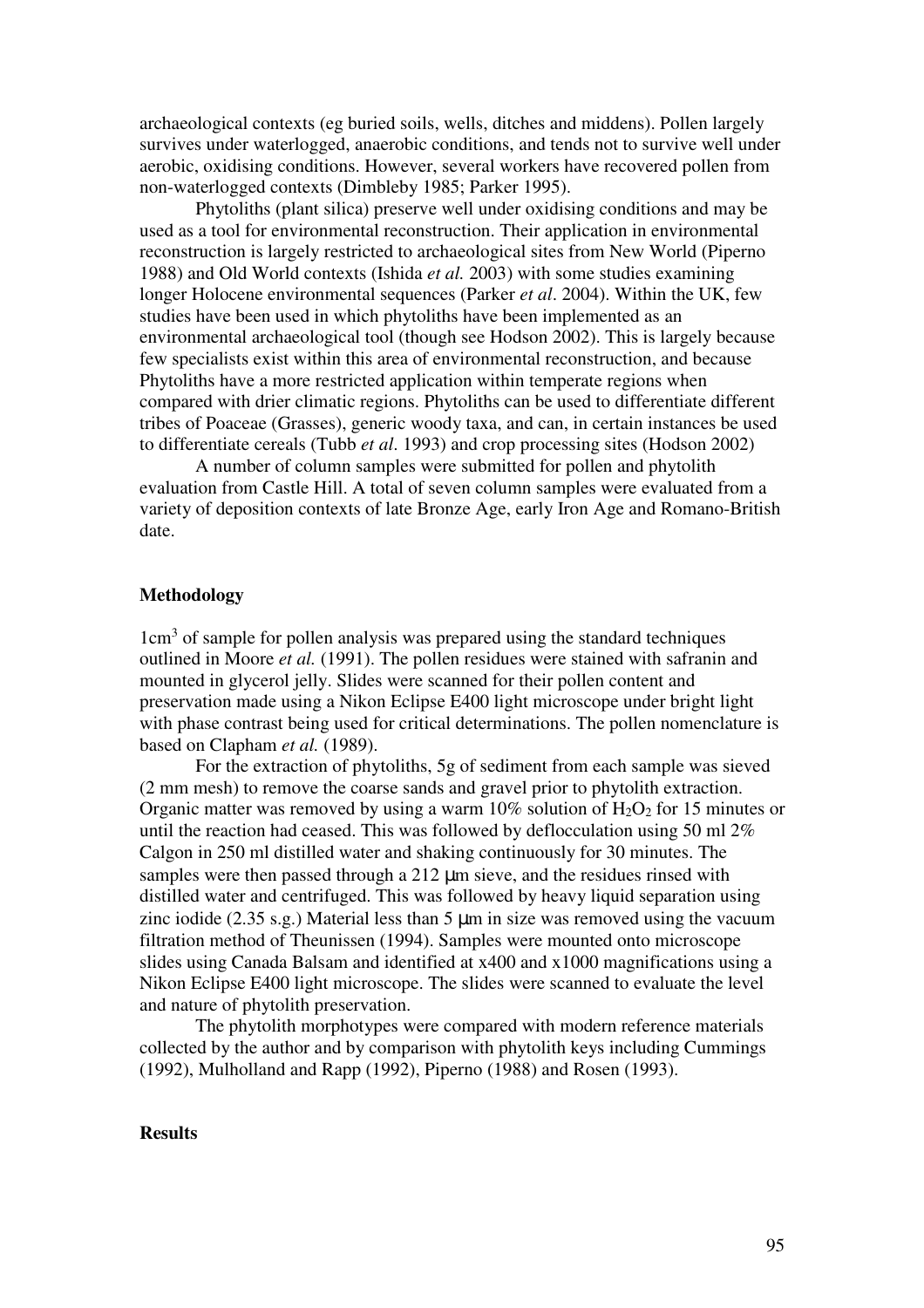archaeological contexts (eg buried soils, wells, ditches and middens). Pollen largely survives under waterlogged, anaerobic conditions, and tends not to survive well under aerobic, oxidising conditions. However, several workers have recovered pollen from non-waterlogged contexts (Dimbleby 1985; Parker 1995).

Phytoliths (plant silica) preserve well under oxidising conditions and may be used as a tool for environmental reconstruction. Their application in environmental reconstruction is largely restricted to archaeological sites from New World (Piperno 1988) and Old World contexts (Ishida *et al.* 2003) with some studies examining longer Holocene environmental sequences (Parker *et al*. 2004). Within the UK, few studies have been used in which phytoliths have been implemented as an environmental archaeological tool (though see Hodson 2002). This is largely because few specialists exist within this area of environmental reconstruction, and because Phytoliths have a more restricted application within temperate regions when compared with drier climatic regions. Phytoliths can be used to differentiate different tribes of Poaceae (Grasses), generic woody taxa, and can, in certain instances be used to differentiate cereals (Tubb *et al*. 1993) and crop processing sites (Hodson 2002)

A number of column samples were submitted for pollen and phytolith evaluation from Castle Hill. A total of seven column samples were evaluated from a variety of deposition contexts of late Bronze Age, early Iron Age and Romano-British date.

**Methodology**

1cm$^3$ of sample for pollen analysis was prepared using the standard techniques outlined in Moore *et al.* (1991). The pollen residues were stained with safranin and mounted in glycerol jelly. Slides were scanned for their pollen content and preservation made using a Nikon Eclipse E400 light microscope under bright light with phase contrast being used for critical determinations. The pollen nomenclature is based on Clapham *et al.* (1989).

For the extraction of phytoliths, 5g of sediment from each sample was sieved (2 mm mesh) to remove the coarse sands and gravel prior to phytolith extraction. Organic matter was removed by using a warm 10% solution of $H_2O_2$ for 15 minutes or until the reaction had ceased. This was followed by deflocculation using 50 ml 2% Calgon in 250 ml distilled water and shaking continuously for 30 minutes. The samples were then passed through a 212 µm sieve, and the residues rinsed with distilled water and centrifuged. This was followed by heavy liquid separation using zinc iodide (2.35 s.g.) Material less than 5 µm in size was removed using the vacuum filtration method of Theunissen (1994). Samples were mounted onto microscope slides using Canada Balsam and identified at x400 and x1000 magnifications using a Nikon Eclipse E400 light microscope. The slides were scanned to evaluate the level and nature of phytolith preservation.

The phytolith morphotypes were compared with modern reference materials collected by the author and by comparison with phytolith keys including Cummings (1992), Mulholland and Rapp (1992), Piperno (1988) and Rosen (1993).

**Results**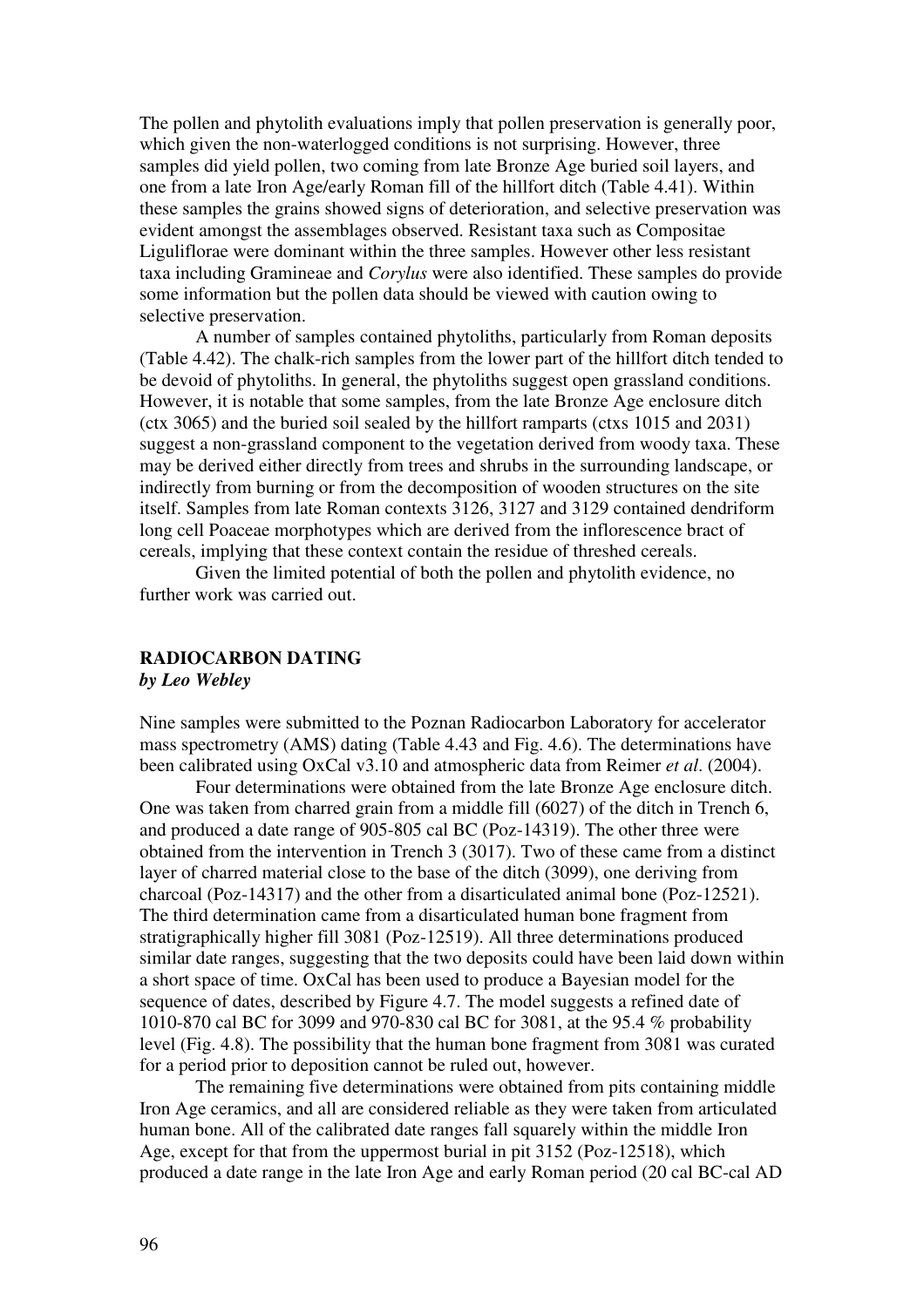The pollen and phytolith evaluations imply that pollen preservation is generally poor, which given the non-waterlogged conditions is not surprising. However, three samples did yield pollen, two coming from late Bronze Age buried soil layers, and one from a late Iron Age/early Roman fill of the hillfort ditch (Table 4.41). Within these samples the grains showed signs of deterioration, and selective preservation was evident amongst the assemblages observed. Resistant taxa such as Compositae Liguliflorae were dominant within the three samples. However other less resistant taxa including Gramineae and *Corylus* were also identified. These samples do provide some information but the pollen data should be viewed with caution owing to selective preservation.

A number of samples contained phytoliths, particularly from Roman deposits (Table 4.42). The chalk-rich samples from the lower part of the hillfort ditch tended to be devoid of phytoliths. In general, the phytoliths suggest open grassland conditions. However, it is notable that some samples, from the late Bronze Age enclosure ditch (ctx 3065) and the buried soil sealed by the hillfort ramparts (ctxs 1015 and 2031) suggest a non-grassland component to the vegetation derived from woody taxa. These may be derived either directly from trees and shrubs in the surrounding landscape, or indirectly from burning or from the decomposition of wooden structures on the site itself. Samples from late Roman contexts 3126, 3127 and 3129 contained dendriform long cell Poaceae morphotypes which are derived from the inflorescence bract of cereals, implying that these context contain the residue of threshed cereals.

Given the limited potential of both the pollen and phytolith evidence, no further work was carried out.

## RADIOCARBON DATING
***by Leo Webley***

Nine samples were submitted to the Poznan Radiocarbon Laboratory for accelerator mass spectrometry (AMS) dating (Table 4.43 and Fig. 4.6). The determinations have been calibrated using OxCal v3.10 and atmospheric data from Reimer *et al*. (2004).

Four determinations were obtained from the late Bronze Age enclosure ditch. One was taken from charred grain from a middle fill (6027) of the ditch in Trench 6, and produced a date range of 905-805 cal BC (Poz-14319). The other three were obtained from the intervention in Trench 3 (3017). Two of these came from a distinct layer of charred material close to the base of the ditch (3099), one deriving from charcoal (Poz-14317) and the other from a disarticulated animal bone (Poz-12521). The third determination came from a disarticulated human bone fragment from stratigraphically higher fill 3081 (Poz-12519). All three determinations produced similar date ranges, suggesting that the two deposits could have been laid down within a short space of time. OxCal has been used to produce a Bayesian model for the sequence of dates, described by Figure 4.7. The model suggests a refined date of 1010-870 cal BC for 3099 and 970-830 cal BC for 3081, at the 95.4 % probability level (Fig. 4.8). The possibility that the human bone fragment from 3081 was curated for a period prior to deposition cannot be ruled out, however.

The remaining five determinations were obtained from pits containing middle Iron Age ceramics, and all are considered reliable as they were taken from articulated human bone. All of the calibrated date ranges fall squarely within the middle Iron Age, except for that from the uppermost burial in pit 3152 (Poz-12518), which produced a date range in the late Iron Age and early Roman period (20 cal BC-cal AD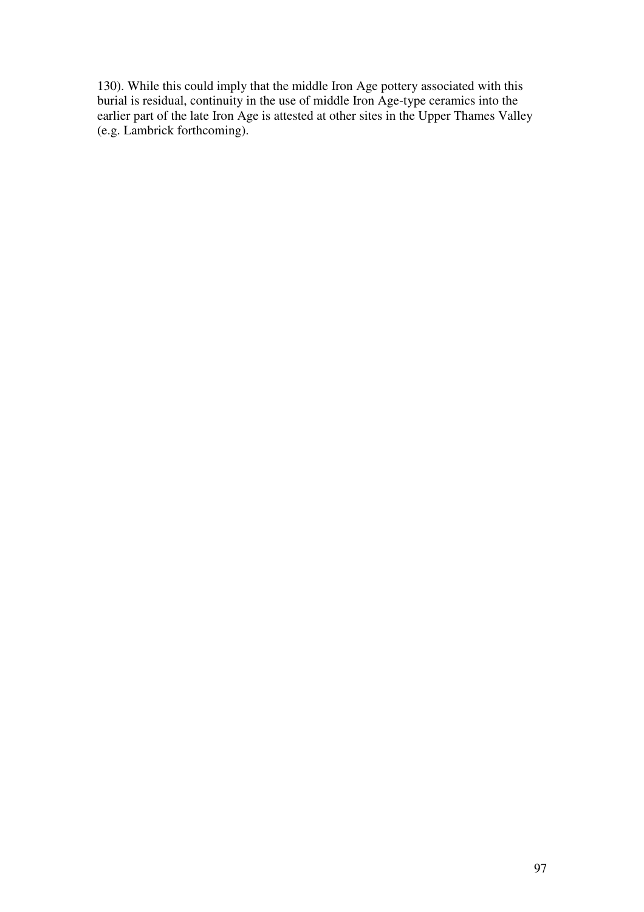130). While this could imply that the middle Iron Age pottery associated with this burial is residual, continuity in the use of middle Iron Age-type ceramics into the earlier part of the late Iron Age is attested at other sites in the Upper Thames Valley (e.g. Lambrick forthcoming).